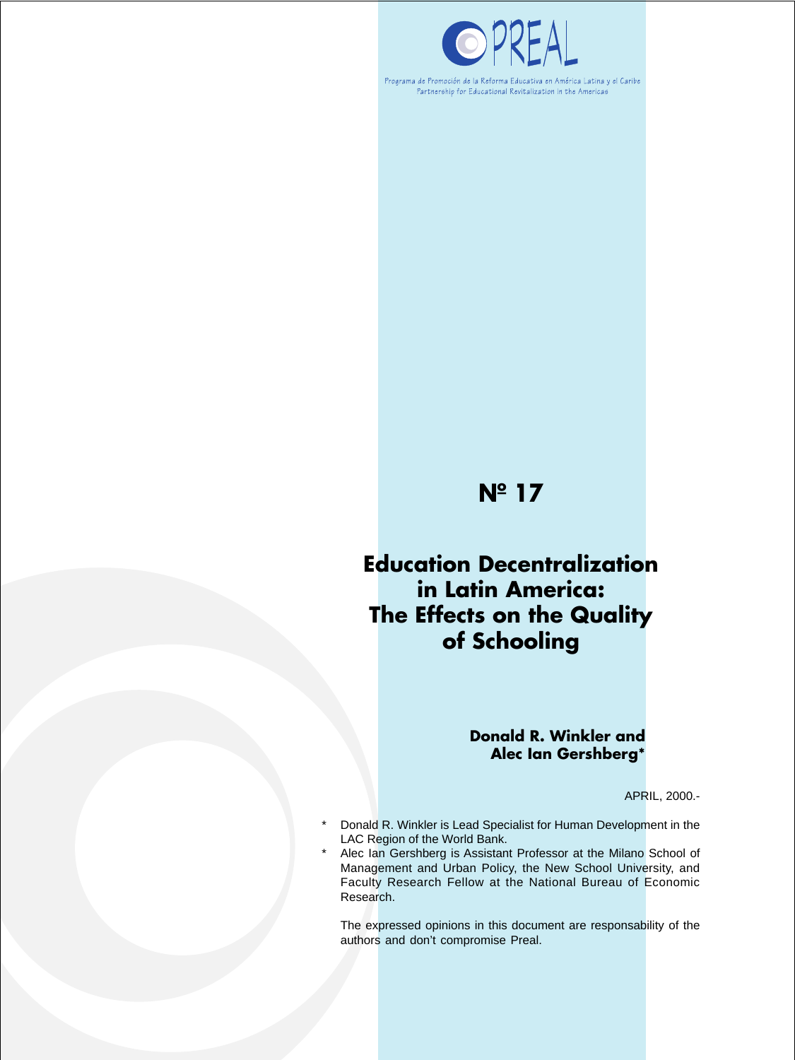PREAL

Programa de Promoción de la Reforma Educativa en América Latina y el Caribe
Partnership for Educational Revitalization in the Americas

**Nº 17**

# Education Decentralization in Latin America: The Effects on the Quality of Schooling

**Donald R. Winkler and Alec Ian Gershberg***

APRIL, 2000.-

\* Donald R. Winkler is Lead Specialist for Human Development in the LAC Region of the World Bank.

\* Alec Ian Gershberg is Assistant Professor at the Milano School of Management and Urban Policy, the New School University, and Faculty Research Fellow at the National Bureau of Economic Research.

The expressed opinions in this document are responsability of the authors and don't compromise Preal.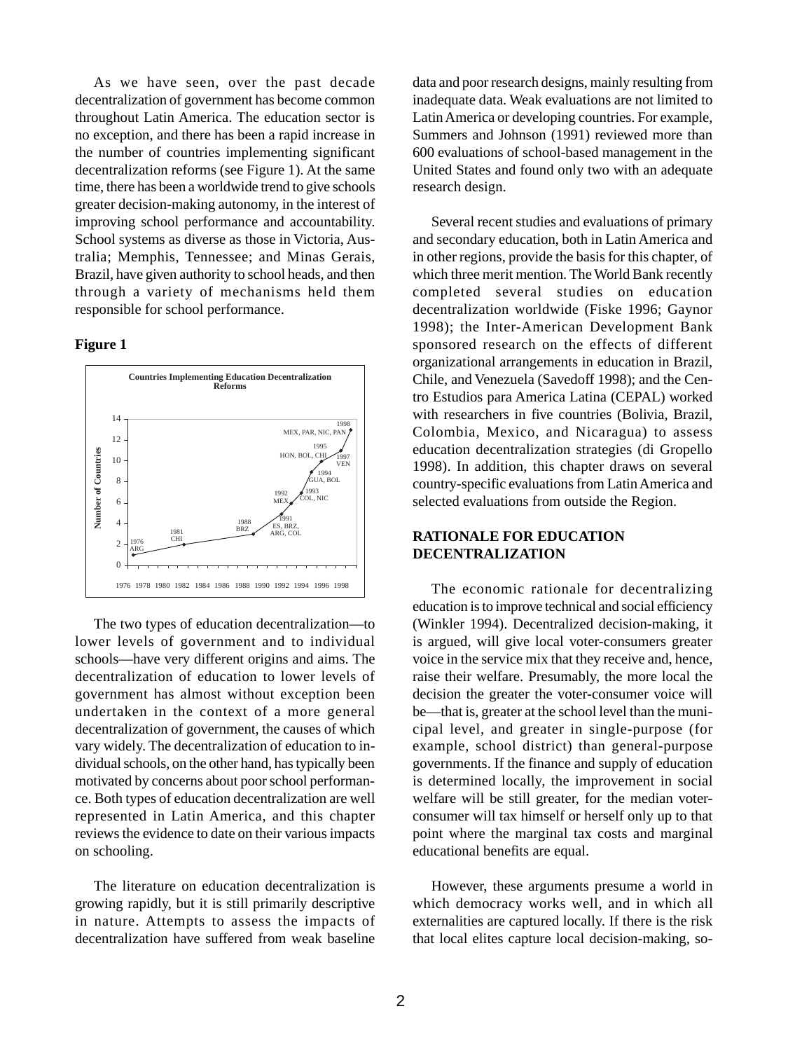As we have seen, over the past decade decentralization of government has become common throughout Latin America. The education sector is no exception, and there has been a rapid increase in the number of countries implementing significant decentralization reforms (see Figure 1). At the same time, there has been a worldwide trend to give schools greater decision-making autonomy, in the interest of improving school performance and accountability. School systems as diverse as those in Victoria, Australia; Memphis, Tennessee; and Minas Gerais, Brazil, have given authority to school heads, and then through a variety of mechanisms held them responsible for school performance.

**Figure 1**

**Countries Implementing Education Decentralization Reforms**

| Year | Number of Countries | Countries |
|---|---|---|
| 1976 | 1 | ARG |
| 1981 | 2 | CHI |
| 1988 | 3 | BRZ |
| 1991 | 5 | ES, BRZ, ARG, COL |
| 1992 | 6 | MEX |
| 1993 | 7 | COL, NIC |
| 1994 | 9 | GUA, BOL |
| 1995 | 10 | HON, BOL, CHI |
| 1997 | 11 | VEN |
| 1998 | 13 | MEX, PAR, NIC, PAN |

The two types of education decentralization—to lower levels of government and to individual schools—have very different origins and aims. The decentralization of education to lower levels of government has almost without exception been undertaken in the context of a more general decentralization of government, the causes of which vary widely. The decentralization of education to individual schools, on the other hand, has typically been motivated by concerns about poor school performance. Both types of education decentralization are well represented in Latin America, and this chapter reviews the evidence to date on their various impacts on schooling.

The literature on education decentralization is growing rapidly, but it is still primarily descriptive in nature. Attempts to assess the impacts of decentralization have suffered from weak baseline data and poor research designs, mainly resulting from inadequate data. Weak evaluations are not limited to Latin America or developing countries. For example, Summers and Johnson (1991) reviewed more than 600 evaluations of school-based management in the United States and found only two with an adequate research design.

Several recent studies and evaluations of primary and secondary education, both in Latin America and in other regions, provide the basis for this chapter, of which three merit mention. The World Bank recently completed several studies on education decentralization worldwide (Fiske 1996; Gaynor 1998); the Inter-American Development Bank sponsored research on the effects of different organizational arrangements in education in Brazil, Chile, and Venezuela (Savedoff 1998); and the Centro Estudios para America Latina (CEPAL) worked with researchers in five countries (Bolivia, Brazil, Colombia, Mexico, and Nicaragua) to assess education decentralization strategies (di Gropello 1998). In addition, this chapter draws on several country-specific evaluations from Latin America and selected evaluations from outside the Region.

## RATIONALE FOR EDUCATION DECENTRALIZATION

The economic rationale for decentralizing education is to improve technical and social efficiency (Winkler 1994). Decentralized decision-making, it is argued, will give local voter-consumers greater voice in the service mix that they receive and, hence, raise their welfare. Presumably, the more local the decision the greater the voter-consumer voice will be—that is, greater at the school level than the municipal level, and greater in single-purpose (for example, school district) than general-purpose governments. If the finance and supply of education is determined locally, the improvement in social welfare will be still greater, for the median voter-consumer will tax himself or herself only up to that point where the marginal tax costs and marginal educational benefits are equal.

However, these arguments presume a world in which democracy works well, and in which all externalities are captured locally. If there is the risk that local elites capture local decision-making, so-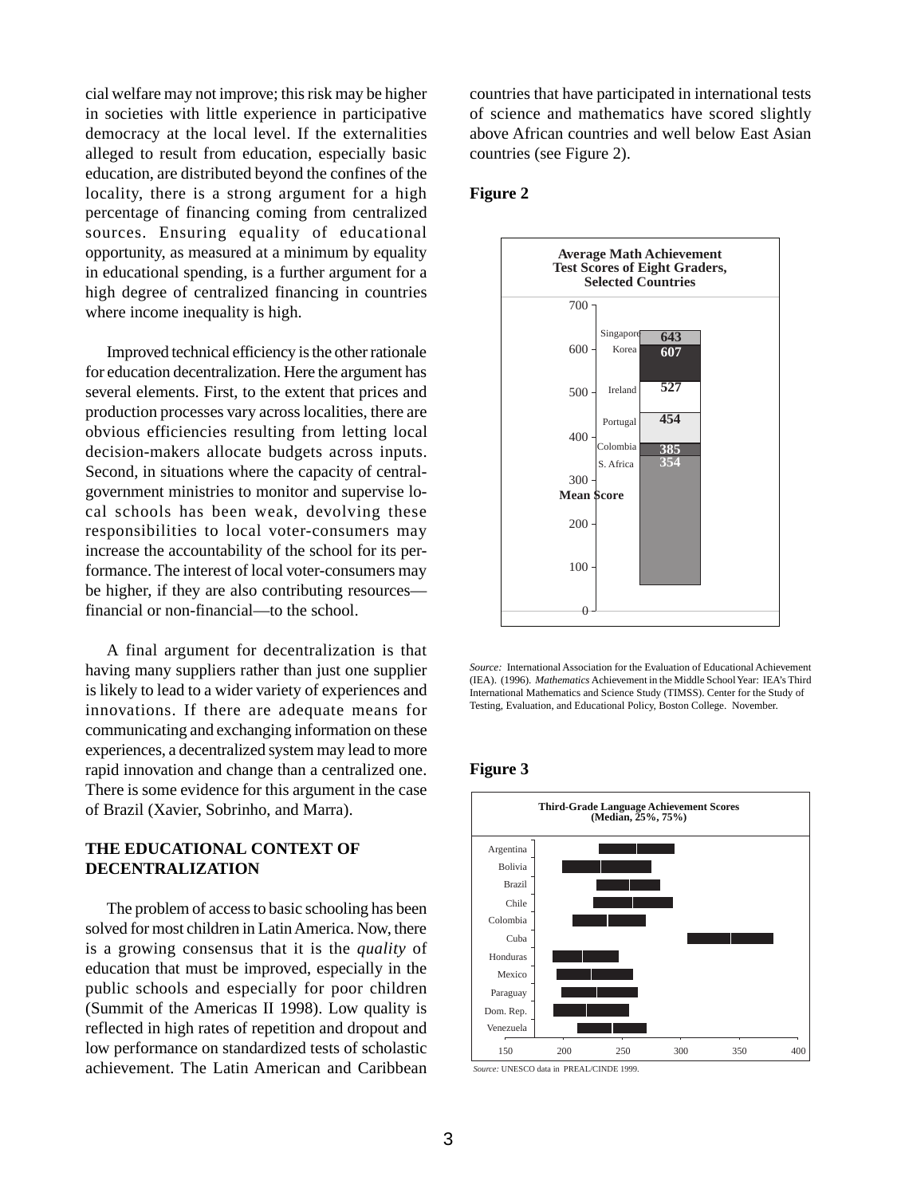cial welfare may not improve; this risk may be higher in societies with little experience in participative democracy at the local level. If the externalities alleged to result from education, especially basic education, are distributed beyond the confines of the locality, there is a strong argument for a high percentage of financing coming from centralized sources. Ensuring equality of educational opportunity, as measured at a minimum by equality in educational spending, is a further argument for a high degree of centralized financing in countries where income inequality is high.

Improved technical efficiency is the other rationale for education decentralization. Here the argument has several elements. First, to the extent that prices and production processes vary across localities, there are obvious efficiencies resulting from letting local decision-makers allocate budgets across inputs. Second, in situations where the capacity of central-government ministries to monitor and supervise local schools has been weak, devolving these responsibilities to local voter-consumers may increase the accountability of the school for its performance. The interest of local voter-consumers may be higher, if they are also contributing resources—financial or non-financial—to the school.

A final argument for decentralization is that having many suppliers rather than just one supplier is likely to lead to a wider variety of experiences and innovations. If there are adequate means for communicating and exchanging information on these experiences, a decentralized system may lead to more rapid innovation and change than a centralized one. There is some evidence for this argument in the case of Brazil (Xavier, Sobrinho, and Marra).

## THE EDUCATIONAL CONTEXT OF DECENTRALIZATION

The problem of access to basic schooling has been solved for most children in Latin America. Now, there is a growing consensus that it is the *quality* of education that must be improved, especially in the public schools and especially for poor children (Summit of the Americas II 1998). Low quality is reflected in high rates of repetition and dropout and low performance on standardized tests of scholastic achievement. The Latin American and Caribbean countries that have participated in international tests of science and mathematics have scored slightly above African countries and well below East Asian countries (see Figure 2).

**Figure 2**

Average Math Achievement Test Scores of Eight Graders, Selected Countries

Mean Score

0, 100, 200, 300, 400, 500, 600, 700

Singapore 643
Korea 607
Ireland 527
Portugal 454
Colombia 385
S. Africa 354

*Source:* International Association for the Evaluation of Educational Achievement (IEA). (1996). *Mathematics* Achievement in the Middle School Year: IEA's Third International Mathematics and Science Study (TIMSS). Center for the Study of Testing, Evaluation, and Educational Policy, Boston College. November.

**Figure 3**

Third-Grade Language Achievement Scores (Median, 25%, 75%)

Argentina
Bolivia
Brazil
Chile
Colombia
Cuba
Honduras
Mexico
Paraguay
Dom. Rep.
Venezuela

150, 200, 250, 300, 350, 400

*Source:* UNESCO data in PREAL/CINDE 1999.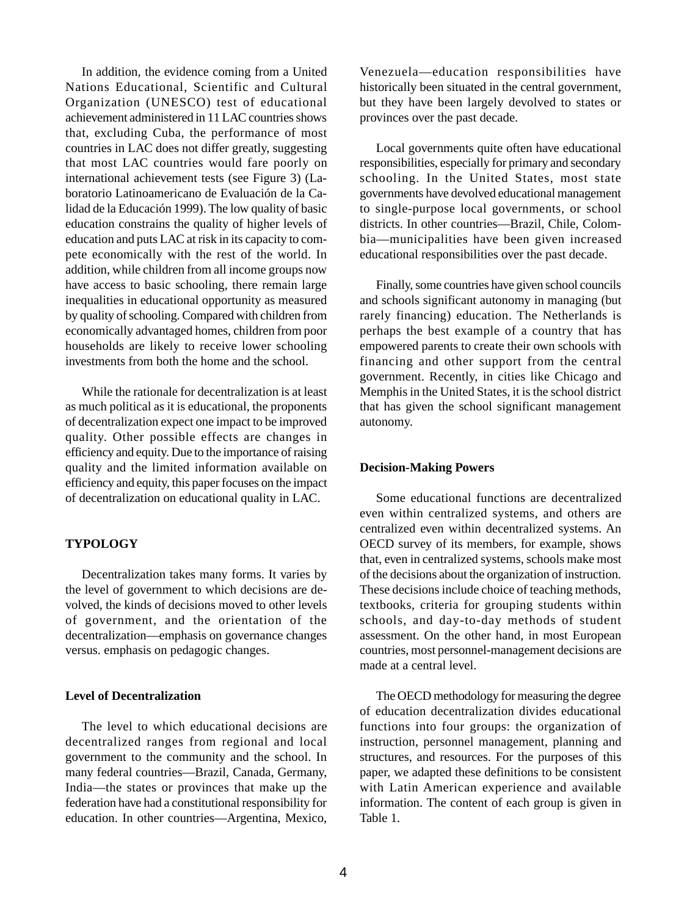In addition, the evidence coming from a United Nations Educational, Scientific and Cultural Organization (UNESCO) test of educational achievement administered in 11 LAC countries shows that, excluding Cuba, the performance of most countries in LAC does not differ greatly, suggesting that most LAC countries would fare poorly on international achievement tests (see Figure 3) (Laboratorio Latinoamericano de Evaluación de la Calidad de la Educación 1999). The low quality of basic education constrains the quality of higher levels of education and puts LAC at risk in its capacity to compete economically with the rest of the world. In addition, while children from all income groups now have access to basic schooling, there remain large inequalities in educational opportunity as measured by quality of schooling. Compared with children from economically advantaged homes, children from poor households are likely to receive lower schooling investments from both the home and the school.

While the rationale for decentralization is at least as much political as it is educational, the proponents of decentralization expect one impact to be improved quality. Other possible effects are changes in efficiency and equity. Due to the importance of raising quality and the limited information available on efficiency and equity, this paper focuses on the impact of decentralization on educational quality in LAC.

## TYPOLOGY

Decentralization takes many forms. It varies by the level of government to which decisions are devolved, the kinds of decisions moved to other levels of government, and the orientation of the decentralization—emphasis on governance changes versus. emphasis on pedagogic changes.

### Level of Decentralization

The level to which educational decisions are decentralized ranges from regional and local government to the community and the school. In many federal countries—Brazil, Canada, Germany, India—the states or provinces that make up the federation have had a constitutional responsibility for education. In other countries—Argentina, Mexico, Venezuela—education responsibilities have historically been situated in the central government, but they have been largely devolved to states or provinces over the past decade.

Local governments quite often have educational responsibilities, especially for primary and secondary schooling. In the United States, most state governments have devolved educational management to single-purpose local governments, or school districts. In other countries—Brazil, Chile, Colombia—municipalities have been given increased educational responsibilities over the past decade.

Finally, some countries have given school councils and schools significant autonomy in managing (but rarely financing) education. The Netherlands is perhaps the best example of a country that has empowered parents to create their own schools with financing and other support from the central government. Recently, in cities like Chicago and Memphis in the United States, it is the school district that has given the school significant management autonomy.

### Decision-Making Powers

Some educational functions are decentralized even within centralized systems, and others are centralized even within decentralized systems. An OECD survey of its members, for example, shows that, even in centralized systems, schools make most of the decisions about the organization of instruction. These decisions include choice of teaching methods, textbooks, criteria for grouping students within schools, and day-to-day methods of student assessment. On the other hand, in most European countries, most personnel-management decisions are made at a central level.

The OECD methodology for measuring the degree of education decentralization divides educational functions into four groups: the organization of instruction, personnel management, planning and structures, and resources. For the purposes of this paper, we adapted these definitions to be consistent with Latin American experience and available information. The content of each group is given in Table 1.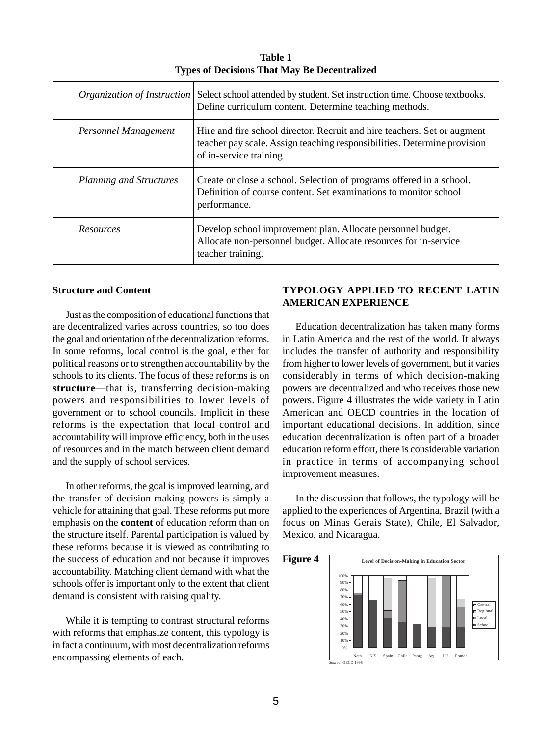**Table 1**
**Types of Decisions That May Be Decentralized**

| | |
|---|---|
| *Organization of Instruction* | Select school attended by student. Set instruction time. Choose textbooks. Define curriculum content. Determine teaching methods. |
| *Personnel Management* | Hire and fire school director. Recruit and hire teachers. Set or augment teacher pay scale. Assign teaching responsibilities. Determine provision of in-service training. |
| *Planning and Structures* | Create or close a school. Selection of programs offered in a school. Definition of course content. Set examinations to monitor school performance. |
| *Resources* | Develop school improvement plan. Allocate personnel budget. Allocate non-personnel budget. Allocate resources for in-service teacher training. |

### Structure and Content

Just as the composition of educational functions that are decentralized varies across countries, so too does the goal and orientation of the decentralization reforms. In some reforms, local control is the goal, either for political reasons or to strengthen accountability by the schools to its clients. The focus of these reforms is on **structure**—that is, transferring decision-making powers and responsibilities to lower levels of government or to school councils. Implicit in these reforms is the expectation that local control and accountability will improve efficiency, both in the uses of resources and in the match between client demand and the supply of school services.

In other reforms, the goal is improved learning, and the transfer of decision-making powers is simply a vehicle for attaining that goal. These reforms put more emphasis on the **content** of education reform than on the structure itself. Parental participation is valued by these reforms because it is viewed as contributing to the success of education and not because it improves accountability. Matching client demand with what the schools offer is important only to the extent that client demand is consistent with raising quality.

While it is tempting to contrast structural reforms with reforms that emphasize content, this typology is in fact a continuum, with most decentralization reforms encompassing elements of each.

## TYPOLOGY APPLIED TO RECENT LATIN AMERICAN EXPERIENCE

Education decentralization has taken many forms in Latin America and the rest of the world. It always includes the transfer of authority and responsibility from higher to lower levels of government, but it varies considerably in terms of which decision-making powers are decentralized and who receives those new powers. Figure 4 illustrates the wide variety in Latin American and OECD countries in the location of important educational decisions. In addition, since education decentralization is often part of a broader education reform effort, there is considerable variation in practice in terms of accompanying school improvement measures.

In the discussion that follows, the typology will be applied to the experiences of Argentina, Brazil (with a focus on Minas Gerais State), Chile, El Salvador, Mexico, and Nicaragua.

**Figure 4**

Level of Decision-Making in Education Sector

100%
90%
80%
70%
60%
50%
40%
30%
20%
10%
0%

Neth. N.Z. Spain Chile Parag. Arg. U.S. France

Central
Regional
Local
School

*Source:* OECD 1998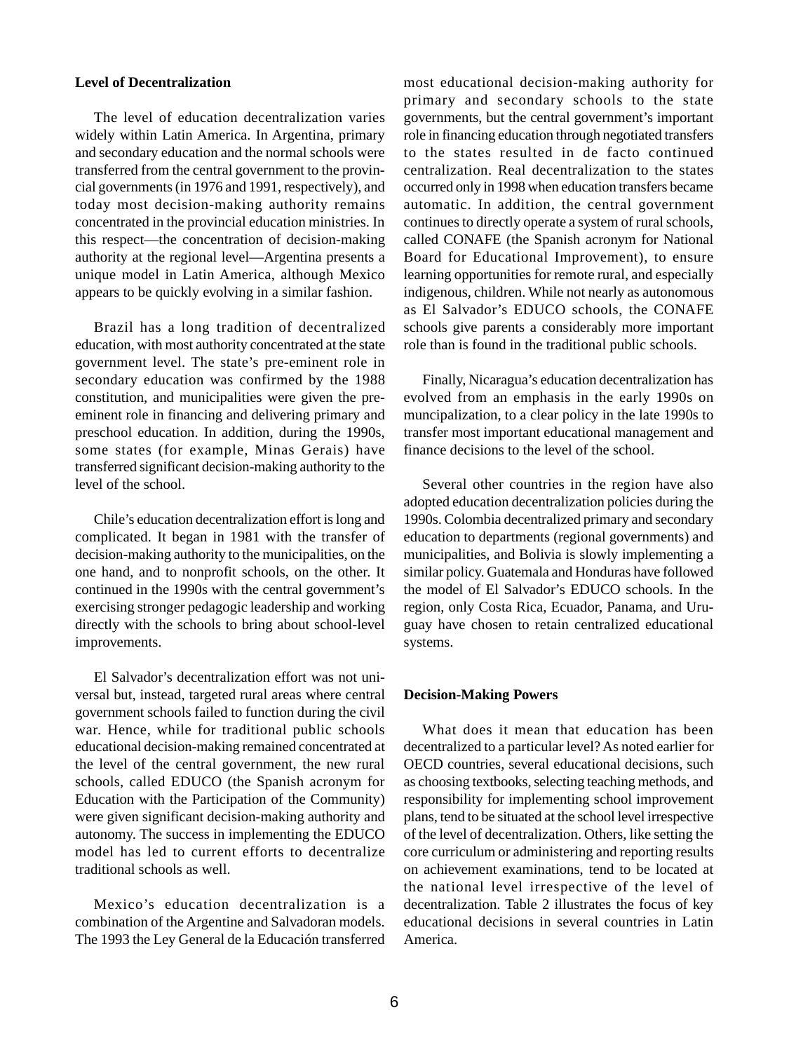**Level of Decentralization**

The level of education decentralization varies widely within Latin America. In Argentina, primary and secondary education and the normal schools were transferred from the central government to the provincial governments (in 1976 and 1991, respectively), and today most decision-making authority remains concentrated in the provincial education ministries. In this respect—the concentration of decision-making authority at the regional level—Argentina presents a unique model in Latin America, although Mexico appears to be quickly evolving in a similar fashion.

Brazil has a long tradition of decentralized education, with most authority concentrated at the state government level. The state's pre-eminent role in secondary education was confirmed by the 1988 constitution, and municipalities were given the pre-eminent role in financing and delivering primary and preschool education. In addition, during the 1990s, some states (for example, Minas Gerais) have transferred significant decision-making authority to the level of the school.

Chile's education decentralization effort is long and complicated. It began in 1981 with the transfer of decision-making authority to the municipalities, on the one hand, and to nonprofit schools, on the other. It continued in the 1990s with the central government's exercising stronger pedagogic leadership and working directly with the schools to bring about school-level improvements.

El Salvador's decentralization effort was not universal but, instead, targeted rural areas where central government schools failed to function during the civil war. Hence, while for traditional public schools educational decision-making remained concentrated at the level of the central government, the new rural schools, called EDUCO (the Spanish acronym for Education with the Participation of the Community) were given significant decision-making authority and autonomy. The success in implementing the EDUCO model has led to current efforts to decentralize traditional schools as well.

Mexico's education decentralization is a combination of the Argentine and Salvadoran models. The 1993 the Ley General de la Educación transferred most educational decision-making authority for primary and secondary schools to the state governments, but the central government's important role in financing education through negotiated transfers to the states resulted in de facto continued centralization. Real decentralization to the states occurred only in 1998 when education transfers became automatic. In addition, the central government continues to directly operate a system of rural schools, called CONAFE (the Spanish acronym for National Board for Educational Improvement), to ensure learning opportunities for remote rural, and especially indigenous, children. While not nearly as autonomous as El Salvador's EDUCO schools, the CONAFE schools give parents a considerably more important role than is found in the traditional public schools.

Finally, Nicaragua's education decentralization has evolved from an emphasis in the early 1990s on muncipalization, to a clear policy in the late 1990s to transfer most important educational management and finance decisions to the level of the school.

Several other countries in the region have also adopted education decentralization policies during the 1990s. Colombia decentralized primary and secondary education to departments (regional governments) and municipalities, and Bolivia is slowly implementing a similar policy. Guatemala and Honduras have followed the model of El Salvador's EDUCO schools. In the region, only Costa Rica, Ecuador, Panama, and Uruguay have chosen to retain centralized educational systems.

**Decision-Making Powers**

What does it mean that education has been decentralized to a particular level? As noted earlier for OECD countries, several educational decisions, such as choosing textbooks, selecting teaching methods, and responsibility for implementing school improvement plans, tend to be situated at the school level irrespective of the level of decentralization. Others, like setting the core curriculum or administering and reporting results on achievement examinations, tend to be located at the national level irrespective of the level of decentralization. Table 2 illustrates the focus of key educational decisions in several countries in Latin America.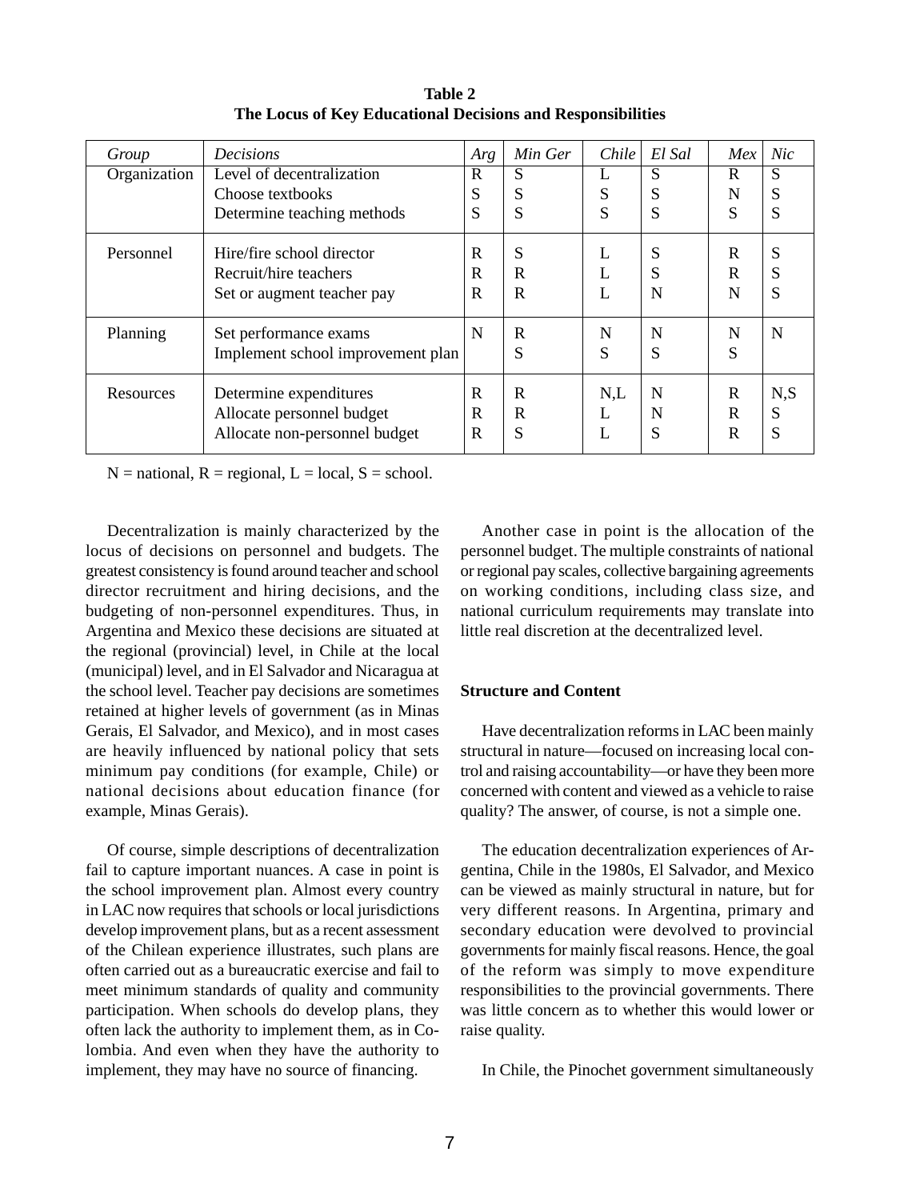**Table 2**
**The Locus of Key Educational Decisions and Responsibilities**

| *Group* | *Decisions* | *Arg* | *Min Ger* | *Chile* | *El Sal* | *Mex* | *Nic* |
|---|---|---|---|---|---|---|---|
| Organization | Level of decentralization | R | S | L | S | R | S |
| | Choose textbooks | S | S | S | S | N | S |
| | Determine teaching methods | S | S | S | S | S | S |
| Personnel | Hire/fire school director | R | S | L | S | R | S |
| | Recruit/hire teachers | R | R | L | S | R | S |
| | Set or augment teacher pay | R | R | L | N | N | S |
| Planning | Set performance exams | N | R | N | N | N | N |
| | Implement school improvement plan | | S | S | S | S | |
| Resources | Determine expenditures | R | R | N,L | N | R | N,S |
| | Allocate personnel budget | R | R | L | N | R | S |
| | Allocate non-personnel budget | R | S | L | S | R | S |

N = national, R = regional, L = local, S = school.

Decentralization is mainly characterized by the locus of decisions on personnel and budgets. The greatest consistency is found around teacher and school director recruitment and hiring decisions, and the budgeting of non-personnel expenditures. Thus, in Argentina and Mexico these decisions are situated at the regional (provincial) level, in Chile at the local (municipal) level, and in El Salvador and Nicaragua at the school level. Teacher pay decisions are sometimes retained at higher levels of government (as in Minas Gerais, El Salvador, and Mexico), and in most cases are heavily influenced by national policy that sets minimum pay conditions (for example, Chile) or national decisions about education finance (for example, Minas Gerais).

Of course, simple descriptions of decentralization fail to capture important nuances. A case in point is the school improvement plan. Almost every country in LAC now requires that schools or local jurisdictions develop improvement plans, but as a recent assessment of the Chilean experience illustrates, such plans are often carried out as a bureaucratic exercise and fail to meet minimum standards of quality and community participation. When schools do develop plans, they often lack the authority to implement them, as in Colombia. And even when they have the authority to implement, they may have no source of financing.

Another case in point is the allocation of the personnel budget. The multiple constraints of national or regional pay scales, collective bargaining agreements on working conditions, including class size, and national curriculum requirements may translate into little real discretion at the decentralized level.

**Structure and Content**

Have decentralization reforms in LAC been mainly structural in nature—focused on increasing local control and raising accountability—or have they been more concerned with content and viewed as a vehicle to raise quality? The answer, of course, is not a simple one.

The education decentralization experiences of Argentina, Chile in the 1980s, El Salvador, and Mexico can be viewed as mainly structural in nature, but for very different reasons. In Argentina, primary and secondary education were devolved to provincial governments for mainly fiscal reasons. Hence, the goal of the reform was simply to move expenditure responsibilities to the provincial governments. There was little concern as to whether this would lower or raise quality.

In Chile, the Pinochet government simultaneously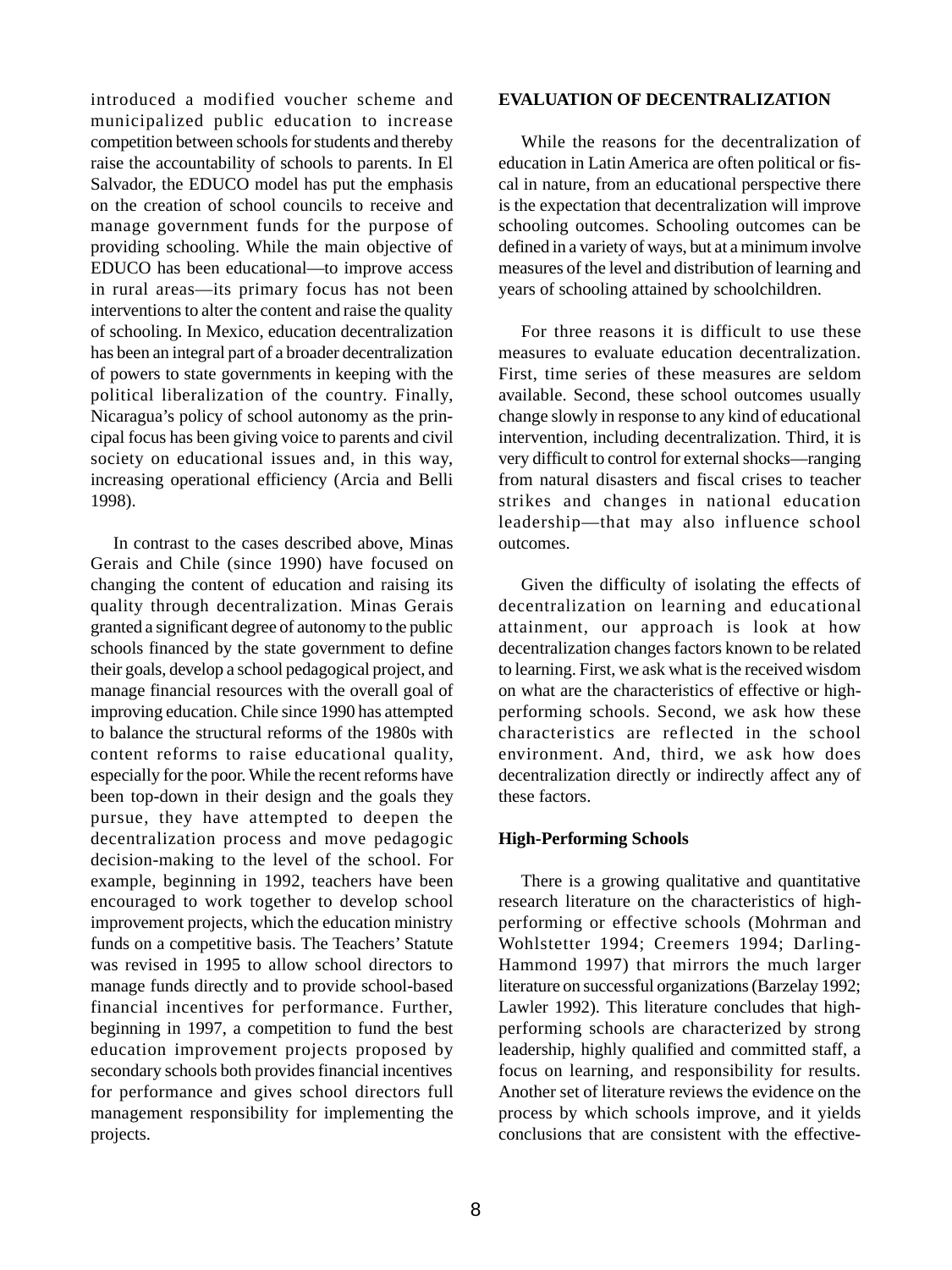introduced a modified voucher scheme and municipalized public education to increase competition between schools for students and thereby raise the accountability of schools to parents. In El Salvador, the EDUCO model has put the emphasis on the creation of school councils to receive and manage government funds for the purpose of providing schooling. While the main objective of EDUCO has been educational—to improve access in rural areas—its primary focus has not been interventions to alter the content and raise the quality of schooling. In Mexico, education decentralization has been an integral part of a broader decentralization of powers to state governments in keeping with the political liberalization of the country. Finally, Nicaragua's policy of school autonomy as the principal focus has been giving voice to parents and civil society on educational issues and, in this way, increasing operational efficiency (Arcia and Belli 1998).

In contrast to the cases described above, Minas Gerais and Chile (since 1990) have focused on changing the content of education and raising its quality through decentralization. Minas Gerais granted a significant degree of autonomy to the public schools financed by the state government to define their goals, develop a school pedagogical project, and manage financial resources with the overall goal of improving education. Chile since 1990 has attempted to balance the structural reforms of the 1980s with content reforms to raise educational quality, especially for the poor. While the recent reforms have been top-down in their design and the goals they pursue, they have attempted to deepen the decentralization process and move pedagogic decision-making to the level of the school. For example, beginning in 1992, teachers have been encouraged to work together to develop school improvement projects, which the education ministry funds on a competitive basis. The Teachers' Statute was revised in 1995 to allow school directors to manage funds directly and to provide school-based financial incentives for performance. Further, beginning in 1997, a competition to fund the best education improvement projects proposed by secondary schools both provides financial incentives for performance and gives school directors full management responsibility for implementing the projects.

## EVALUATION OF DECENTRALIZATION

While the reasons for the decentralization of education in Latin America are often political or fiscal in nature, from an educational perspective there is the expectation that decentralization will improve schooling outcomes. Schooling outcomes can be defined in a variety of ways, but at a minimum involve measures of the level and distribution of learning and years of schooling attained by schoolchildren.

For three reasons it is difficult to use these measures to evaluate education decentralization. First, time series of these measures are seldom available. Second, these school outcomes usually change slowly in response to any kind of educational intervention, including decentralization. Third, it is very difficult to control for external shocks—ranging from natural disasters and fiscal crises to teacher strikes and changes in national education leadership—that may also influence school outcomes.

Given the difficulty of isolating the effects of decentralization on learning and educational attainment, our approach is look at how decentralization changes factors known to be related to learning. First, we ask what is the received wisdom on what are the characteristics of effective or high-performing schools. Second, we ask how these characteristics are reflected in the school environment. And, third, we ask how does decentralization directly or indirectly affect any of these factors.

### High-Performing Schools

There is a growing qualitative and quantitative research literature on the characteristics of high-performing or effective schools (Mohrman and Wohlstetter 1994; Creemers 1994; Darling-Hammond 1997) that mirrors the much larger literature on successful organizations (Barzelay 1992; Lawler 1992). This literature concludes that high-performing schools are characterized by strong leadership, highly qualified and committed staff, a focus on learning, and responsibility for results. Another set of literature reviews the evidence on the process by which schools improve, and it yields conclusions that are consistent with the effective-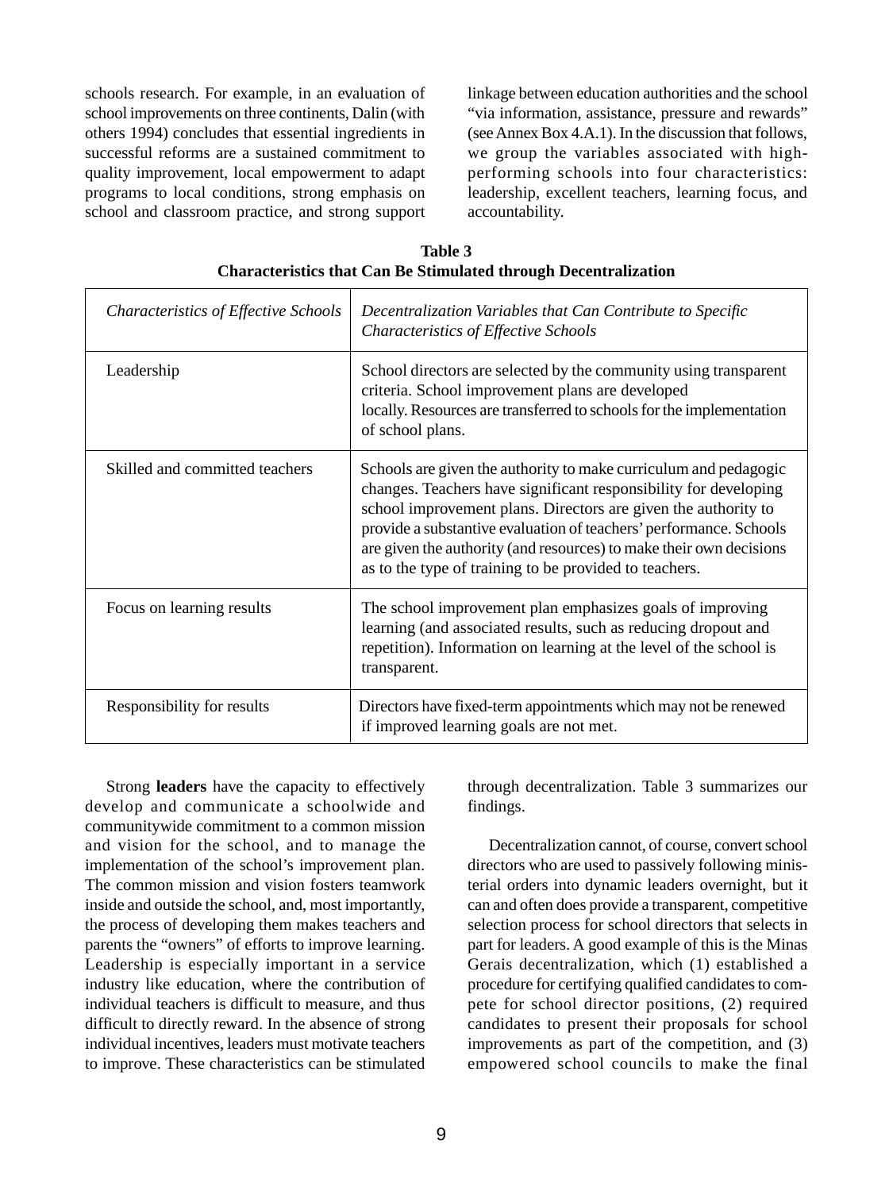schools research. For example, in an evaluation of school improvements on three continents, Dalin (with others 1994) concludes that essential ingredients in successful reforms are a sustained commitment to quality improvement, local empowerment to adapt programs to local conditions, strong emphasis on school and classroom practice, and strong support linkage between education authorities and the school "via information, assistance, pressure and rewards" (see Annex Box 4.A.1). In the discussion that follows, we group the variables associated with high-performing schools into four characteristics: leadership, excellent teachers, learning focus, and accountability.

**Table 3**
**Characteristics that Can Be Stimulated through Decentralization**

| *Characteristics of Effective Schools* | *Decentralization Variables that Can Contribute to Specific Characteristics of Effective Schools* |
|---|---|
| Leadership | School directors are selected by the community using transparent criteria. School improvement plans are developed locally. Resources are transferred to schools for the implementation of school plans. |
| Skilled and committed teachers | Schools are given the authority to make curriculum and pedagogic changes. Teachers have significant responsibility for developing school improvement plans. Directors are given the authority to provide a substantive evaluation of teachers' performance. Schools are given the authority (and resources) to make their own decisions as to the type of training to be provided to teachers. |
| Focus on learning results | The school improvement plan emphasizes goals of improving learning (and associated results, such as reducing dropout and repetition). Information on learning at the level of the school is transparent. |
| Responsibility for results | Directors have fixed-term appointments which may not be renewed if improved learning goals are not met. |

Strong **leaders** have the capacity to effectively develop and communicate a schoolwide and communitywide commitment to a common mission and vision for the school, and to manage the implementation of the school's improvement plan. The common mission and vision fosters teamwork inside and outside the school, and, most importantly, the process of developing them makes teachers and parents the "owners" of efforts to improve learning. Leadership is especially important in a service industry like education, where the contribution of individual teachers is difficult to measure, and thus difficult to directly reward. In the absence of strong individual incentives, leaders must motivate teachers to improve. These characteristics can be stimulated through decentralization. Table 3 summarizes our findings.

Decentralization cannot, of course, convert school directors who are used to passively following ministerial orders into dynamic leaders overnight, but it can and often does provide a transparent, competitive selection process for school directors that selects in part for leaders. A good example of this is the Minas Gerais decentralization, which (1) established a procedure for certifying qualified candidates to compete for school director positions, (2) required candidates to present their proposals for school improvements as part of the competition, and (3) empowered school councils to make the final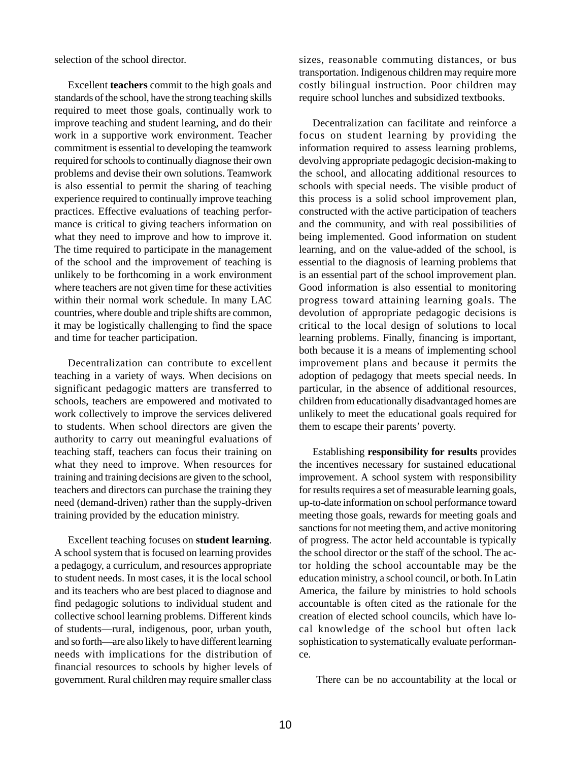selection of the school director.

Excellent **teachers** commit to the high goals and standards of the school, have the strong teaching skills required to meet those goals, continually work to improve teaching and student learning, and do their work in a supportive work environment. Teacher commitment is essential to developing the teamwork required for schools to continually diagnose their own problems and devise their own solutions. Teamwork is also essential to permit the sharing of teaching experience required to continually improve teaching practices. Effective evaluations of teaching performance is critical to giving teachers information on what they need to improve and how to improve it. The time required to participate in the management of the school and the improvement of teaching is unlikely to be forthcoming in a work environment where teachers are not given time for these activities within their normal work schedule. In many LAC countries, where double and triple shifts are common, it may be logistically challenging to find the space and time for teacher participation.

Decentralization can contribute to excellent teaching in a variety of ways. When decisions on significant pedagogic matters are transferred to schools, teachers are empowered and motivated to work collectively to improve the services delivered to students. When school directors are given the authority to carry out meaningful evaluations of teaching staff, teachers can focus their training on what they need to improve. When resources for training and training decisions are given to the school, teachers and directors can purchase the training they need (demand-driven) rather than the supply-driven training provided by the education ministry.

Excellent teaching focuses on **student learning**. A school system that is focused on learning provides a pedagogy, a curriculum, and resources appropriate to student needs. In most cases, it is the local school and its teachers who are best placed to diagnose and find pedagogic solutions to individual student and collective school learning problems. Different kinds of students—rural, indigenous, poor, urban youth, and so forth—are also likely to have different learning needs with implications for the distribution of financial resources to schools by higher levels of government. Rural children may require smaller class sizes, reasonable commuting distances, or bus transportation. Indigenous children may require more costly bilingual instruction. Poor children may require school lunches and subsidized textbooks.

Decentralization can facilitate and reinforce a focus on student learning by providing the information required to assess learning problems, devolving appropriate pedagogic decision-making to the school, and allocating additional resources to schools with special needs. The visible product of this process is a solid school improvement plan, constructed with the active participation of teachers and the community, and with real possibilities of being implemented. Good information on student learning, and on the value-added of the school, is essential to the diagnosis of learning problems that is an essential part of the school improvement plan. Good information is also essential to monitoring progress toward attaining learning goals. The devolution of appropriate pedagogic decisions is critical to the local design of solutions to local learning problems. Finally, financing is important, both because it is a means of implementing school improvement plans and because it permits the adoption of pedagogy that meets special needs. In particular, in the absence of additional resources, children from educationally disadvantaged homes are unlikely to meet the educational goals required for them to escape their parents' poverty.

Establishing **responsibility for results** provides the incentives necessary for sustained educational improvement. A school system with responsibility for results requires a set of measurable learning goals, up-to-date information on school performance toward meeting those goals, rewards for meeting goals and sanctions for not meeting them, and active monitoring of progress. The actor held accountable is typically the school director or the staff of the school. The actor holding the school accountable may be the education ministry, a school council, or both. In Latin America, the failure by ministries to hold schools accountable is often cited as the rationale for the creation of elected school councils, which have local knowledge of the school but often lack sophistication to systematically evaluate performance.

There can be no accountability at the local or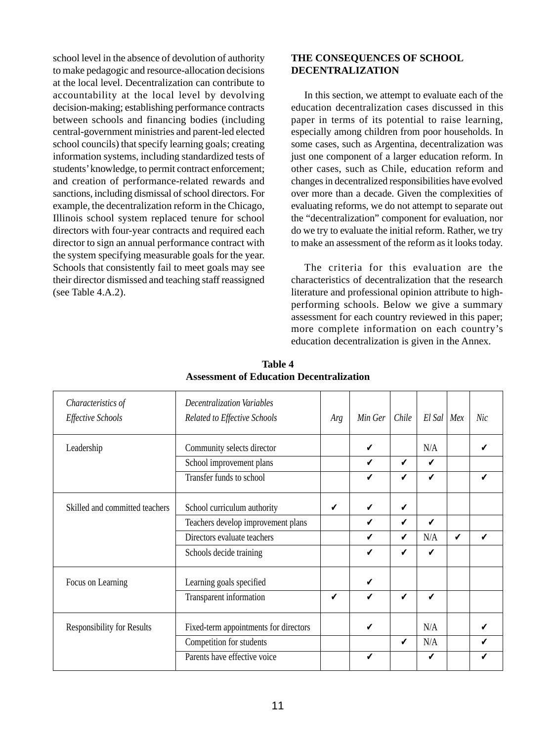school level in the absence of devolution of authority to make pedagogic and resource-allocation decisions at the local level. Decentralization can contribute to accountability at the local level by devolving decision-making; establishing performance contracts between schools and financing bodies (including central-government ministries and parent-led elected school councils) that specify learning goals; creating information systems, including standardized tests of students' knowledge, to permit contract enforcement; and creation of performance-related rewards and sanctions, including dismissal of school directors. For example, the decentralization reform in the Chicago, Illinois school system replaced tenure for school directors with four-year contracts and required each director to sign an annual performance contract with the system specifying measurable goals for the year. Schools that consistently fail to meet goals may see their director dismissed and teaching staff reassigned (see Table 4.A.2).

## THE CONSEQUENCES OF SCHOOL DECENTRALIZATION

In this section, we attempt to evaluate each of the education decentralization cases discussed in this paper in terms of its potential to raise learning, especially among children from poor households. In some cases, such as Argentina, decentralization was just one component of a larger education reform. In other cases, such as Chile, education reform and changes in decentralized responsibilities have evolved over more than a decade. Given the complexities of evaluating reforms, we do not attempt to separate out the "decentralization" component for evaluation, nor do we try to evaluate the initial reform. Rather, we try to make an assessment of the reform as it looks today.

The criteria for this evaluation are the characteristics of decentralization that the research literature and professional opinion attribute to high-performing schools. Below we give a summary assessment for each country reviewed in this paper; more complete information on each country's education decentralization is given in the Annex.

**Table 4**
**Assessment of Education Decentralization**

| *Characteristics of Effective Schools* | *Decentralization Variables Related to Effective Schools* | *Arg* | *Min Ger* | *Chile* | *El Sal* | *Mex* | *Nic* |
|---|---|---|---|---|---|---|---|
| Leadership | Community selects director | | ✔ | | N/A | | ✔ |
| | School improvement plans | | ✔ | ✔ | ✔ | | |
| | Transfer funds to school | | ✔ | ✔ | ✔ | | ✔ |
| Skilled and committed teachers | School curriculum authority | ✔ | ✔ | ✔ | | | |
| | Teachers develop improvement plans | | ✔ | ✔ | ✔ | | |
| | Directors evaluate teachers | | ✔ | ✔ | N/A | ✔ | ✔ |
| | Schools decide training | | ✔ | ✔ | ✔ | | |
| Focus on Learning | Learning goals specified | | ✔ | | | | |
| | Transparent information | ✔ | ✔ | ✔ | ✔ | | |
| Responsibility for Results | Fixed-term appointments for directors | | ✔ | | N/A | | ✔ |
| | Competition for students | | | ✔ | N/A | | ✔ |
| | Parents have effective voice | | ✔ | | ✔ | | ✔ |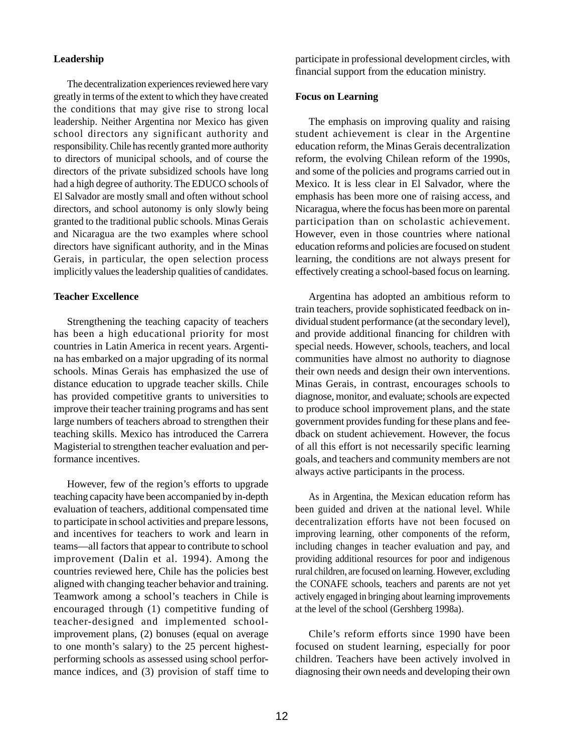**Leadership**

The decentralization experiences reviewed here vary greatly in terms of the extent to which they have created the conditions that may give rise to strong local leadership. Neither Argentina nor Mexico has given school directors any significant authority and responsibility. Chile has recently granted more authority to directors of municipal schools, and of course the directors of the private subsidized schools have long had a high degree of authority. The EDUCO schools of El Salvador are mostly small and often without school directors, and school autonomy is only slowly being granted to the traditional public schools. Minas Gerais and Nicaragua are the two examples where school directors have significant authority, and in the Minas Gerais, in particular, the open selection process implicitly values the leadership qualities of candidates.

**Teacher Excellence**

Strengthening the teaching capacity of teachers has been a high educational priority for most countries in Latin America in recent years. Argentina has embarked on a major upgrading of its normal schools. Minas Gerais has emphasized the use of distance education to upgrade teacher skills. Chile has provided competitive grants to universities to improve their teacher training programs and has sent large numbers of teachers abroad to strengthen their teaching skills. Mexico has introduced the Carrera Magisterial to strengthen teacher evaluation and performance incentives.

However, few of the region's efforts to upgrade teaching capacity have been accompanied by in-depth evaluation of teachers, additional compensated time to participate in school activities and prepare lessons, and incentives for teachers to work and learn in teams—all factors that appear to contribute to school improvement (Dalin et al. 1994). Among the countries reviewed here, Chile has the policies best aligned with changing teacher behavior and training. Teamwork among a school's teachers in Chile is encouraged through (1) competitive funding of teacher-designed and implemented school-improvement plans, (2) bonuses (equal on average to one month's salary) to the 25 percent highest-performing schools as assessed using school performance indices, and (3) provision of staff time to participate in professional development circles, with financial support from the education ministry.

**Focus on Learning**

The emphasis on improving quality and raising student achievement is clear in the Argentine education reform, the Minas Gerais decentralization reform, the evolving Chilean reform of the 1990s, and some of the policies and programs carried out in Mexico. It is less clear in El Salvador, where the emphasis has been more one of raising access, and Nicaragua, where the focus has been more on parental participation than on scholastic achievement. However, even in those countries where national education reforms and policies are focused on student learning, the conditions are not always present for effectively creating a school-based focus on learning.

Argentina has adopted an ambitious reform to train teachers, provide sophisticated feedback on individual student performance (at the secondary level), and provide additional financing for children with special needs. However, schools, teachers, and local communities have almost no authority to diagnose their own needs and design their own interventions. Minas Gerais, in contrast, encourages schools to diagnose, monitor, and evaluate; schools are expected to produce school improvement plans, and the state government provides funding for these plans and feedback on student achievement. However, the focus of all this effort is not necessarily specific learning goals, and teachers and community members are not always active participants in the process.

As in Argentina, the Mexican education reform has been guided and driven at the national level. While decentralization efforts have not been focused on improving learning, other components of the reform, including changes in teacher evaluation and pay, and providing additional resources for poor and indigenous rural children, are focused on learning. However, excluding the CONAFE schools, teachers and parents are not yet actively engaged in bringing about learning improvements at the level of the school (Gershberg 1998a).

Chile's reform efforts since 1990 have been focused on student learning, especially for poor children. Teachers have been actively involved in diagnosing their own needs and developing their own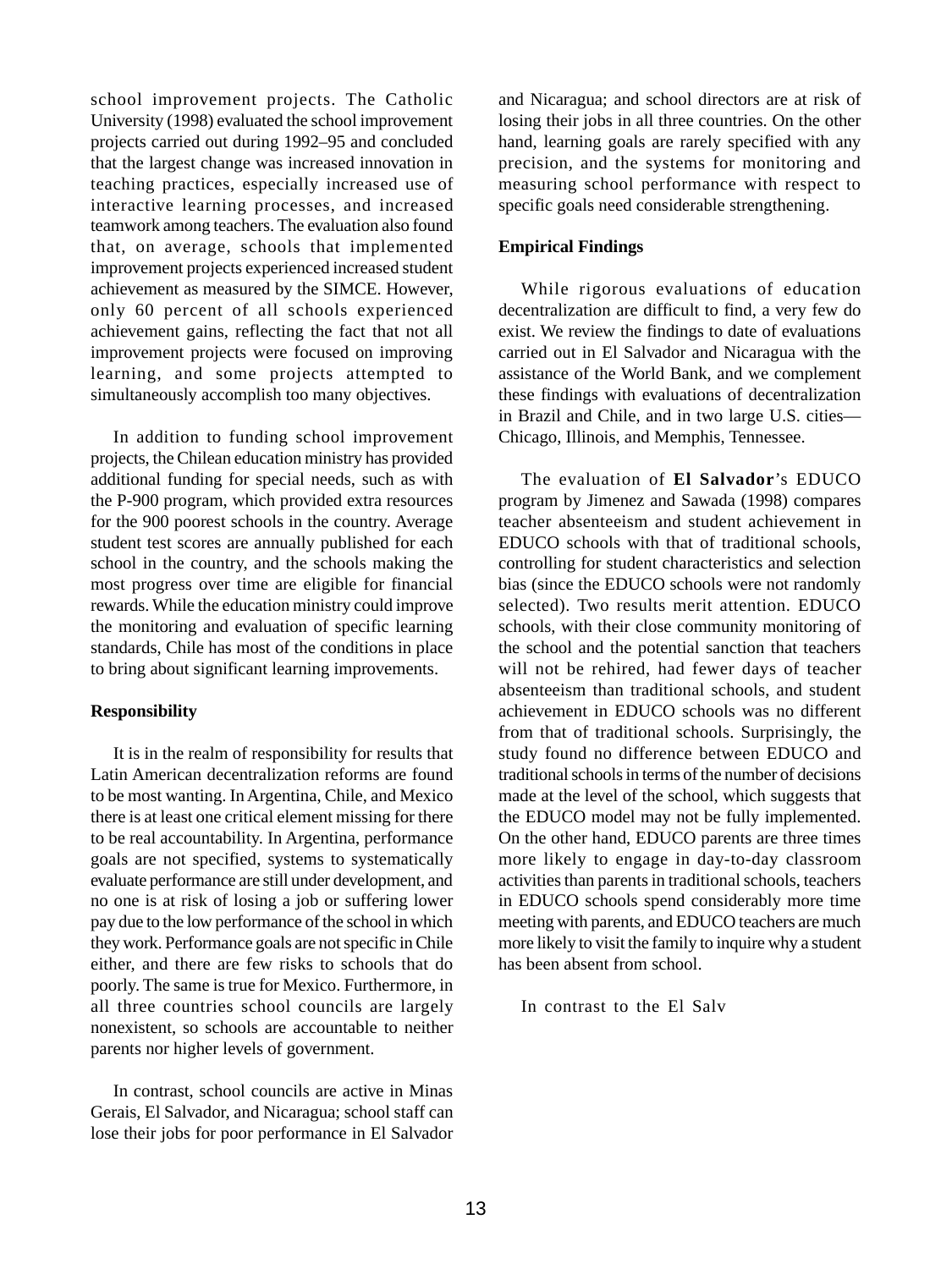school improvement projects. The Catholic University (1998) evaluated the school improvement projects carried out during 1992–95 and concluded that the largest change was increased innovation in teaching practices, especially increased use of interactive learning processes, and increased teamwork among teachers. The evaluation also found that, on average, schools that implemented improvement projects experienced increased student achievement as measured by the SIMCE. However, only 60 percent of all schools experienced achievement gains, reflecting the fact that not all improvement projects were focused on improving learning, and some projects attempted to simultaneously accomplish too many objectives.

In addition to funding school improvement projects, the Chilean education ministry has provided additional funding for special needs, such as with the P-900 program, which provided extra resources for the 900 poorest schools in the country. Average student test scores are annually published for each school in the country, and the schools making the most progress over time are eligible for financial rewards. While the education ministry could improve the monitoring and evaluation of specific learning standards, Chile has most of the conditions in place to bring about significant learning improvements.

**Responsibility**

It is in the realm of responsibility for results that Latin American decentralization reforms are found to be most wanting. In Argentina, Chile, and Mexico there is at least one critical element missing for there to be real accountability. In Argentina, performance goals are not specified, systems to systematically evaluate performance are still under development, and no one is at risk of losing a job or suffering lower pay due to the low performance of the school in which they work. Performance goals are not specific in Chile either, and there are few risks to schools that do poorly. The same is true for Mexico. Furthermore, in all three countries school councils are largely nonexistent, so schools are accountable to neither parents nor higher levels of government.

In contrast, school councils are active in Minas Gerais, El Salvador, and Nicaragua; school staff can lose their jobs for poor performance in El Salvador and Nicaragua; and school directors are at risk of losing their jobs in all three countries. On the other hand, learning goals are rarely specified with any precision, and the systems for monitoring and measuring school performance with respect to specific goals need considerable strengthening.

**Empirical Findings**

While rigorous evaluations of education decentralization are difficult to find, a very few do exist. We review the findings to date of evaluations carried out in El Salvador and Nicaragua with the assistance of the World Bank, and we complement these findings with evaluations of decentralization in Brazil and Chile, and in two large U.S. cities—Chicago, Illinois, and Memphis, Tennessee.

The evaluation of **El Salvador**'s EDUCO program by Jimenez and Sawada (1998) compares teacher absenteeism and student achievement in EDUCO schools with that of traditional schools, controlling for student characteristics and selection bias (since the EDUCO schools were not randomly selected). Two results merit attention. EDUCO schools, with their close community monitoring of the school and the potential sanction that teachers will not be rehired, had fewer days of teacher absenteeism than traditional schools, and student achievement in EDUCO schools was no different from that of traditional schools. Surprisingly, the study found no difference between EDUCO and traditional schools in terms of the number of decisions made at the level of the school, which suggests that the EDUCO model may not be fully implemented. On the other hand, EDUCO parents are three times more likely to engage in day-to-day classroom activities than parents in traditional schools, teachers in EDUCO schools spend considerably more time meeting with parents, and EDUCO teachers are much more likely to visit the family to inquire why a student has been absent from school.

In contrast to the El Salv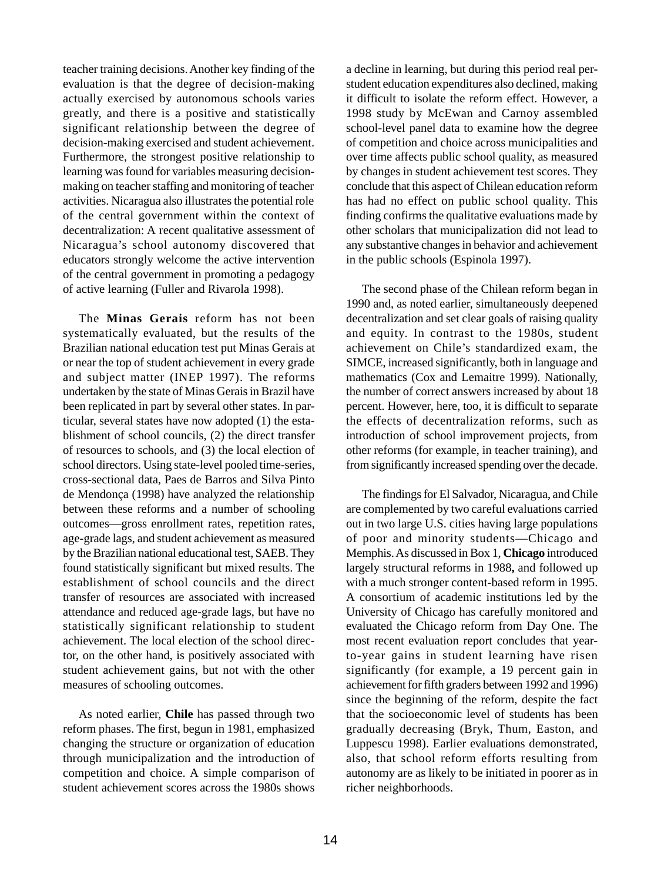teacher training decisions. Another key finding of the evaluation is that the degree of decision-making actually exercised by autonomous schools varies greatly, and there is a positive and statistically significant relationship between the degree of decision-making exercised and student achievement. Furthermore, the strongest positive relationship to learning was found for variables measuring decision-making on teacher staffing and monitoring of teacher activities. Nicaragua also illustrates the potential role of the central government within the context of decentralization: A recent qualitative assessment of Nicaragua's school autonomy discovered that educators strongly welcome the active intervention of the central government in promoting a pedagogy of active learning (Fuller and Rivarola 1998).

The **Minas Gerais** reform has not been systematically evaluated, but the results of the Brazilian national education test put Minas Gerais at or near the top of student achievement in every grade and subject matter (INEP 1997). The reforms undertaken by the state of Minas Gerais in Brazil have been replicated in part by several other states. In particular, several states have now adopted (1) the establishment of school councils, (2) the direct transfer of resources to schools, and (3) the local election of school directors. Using state-level pooled time-series, cross-sectional data, Paes de Barros and Silva Pinto de Mendonça (1998) have analyzed the relationship between these reforms and a number of schooling outcomes—gross enrollment rates, repetition rates, age-grade lags, and student achievement as measured by the Brazilian national educational test, SAEB. They found statistically significant but mixed results. The establishment of school councils and the direct transfer of resources are associated with increased attendance and reduced age-grade lags, but have no statistically significant relationship to student achievement. The local election of the school director, on the other hand, is positively associated with student achievement gains, but not with the other measures of schooling outcomes.

As noted earlier, **Chile** has passed through two reform phases. The first, begun in 1981, emphasized changing the structure or organization of education through municipalization and the introduction of competition and choice. A simple comparison of student achievement scores across the 1980s shows a decline in learning, but during this period real per-student education expenditures also declined, making it difficult to isolate the reform effect. However, a 1998 study by McEwan and Carnoy assembled school-level panel data to examine how the degree of competition and choice across municipalities and over time affects public school quality, as measured by changes in student achievement test scores. They conclude that this aspect of Chilean education reform has had no effect on public school quality. This finding confirms the qualitative evaluations made by other scholars that municipalization did not lead to any substantive changes in behavior and achievement in the public schools (Espinola 1997).

The second phase of the Chilean reform began in 1990 and, as noted earlier, simultaneously deepened decentralization and set clear goals of raising quality and equity. In contrast to the 1980s, student achievement on Chile's standardized exam, the SIMCE, increased significantly, both in language and mathematics (Cox and Lemaitre 1999). Nationally, the number of correct answers increased by about 18 percent. However, here, too, it is difficult to separate the effects of decentralization reforms, such as introduction of school improvement projects, from other reforms (for example, in teacher training), and from significantly increased spending over the decade.

The findings for El Salvador, Nicaragua, and Chile are complemented by two careful evaluations carried out in two large U.S. cities having large populations of poor and minority students—Chicago and Memphis. As discussed in Box 1, **Chicago** introduced largely structural reforms in 1988, and followed up with a much stronger content-based reform in 1995. A consortium of academic institutions led by the University of Chicago has carefully monitored and evaluated the Chicago reform from Day One. The most recent evaluation report concludes that year-to-year gains in student learning have risen significantly (for example, a 19 percent gain in achievement for fifth graders between 1992 and 1996) since the beginning of the reform, despite the fact that the socioeconomic level of students has been gradually decreasing (Bryk, Thum, Easton, and Luppescu 1998). Earlier evaluations demonstrated, also, that school reform efforts resulting from autonomy are as likely to be initiated in poorer as in richer neighborhoods.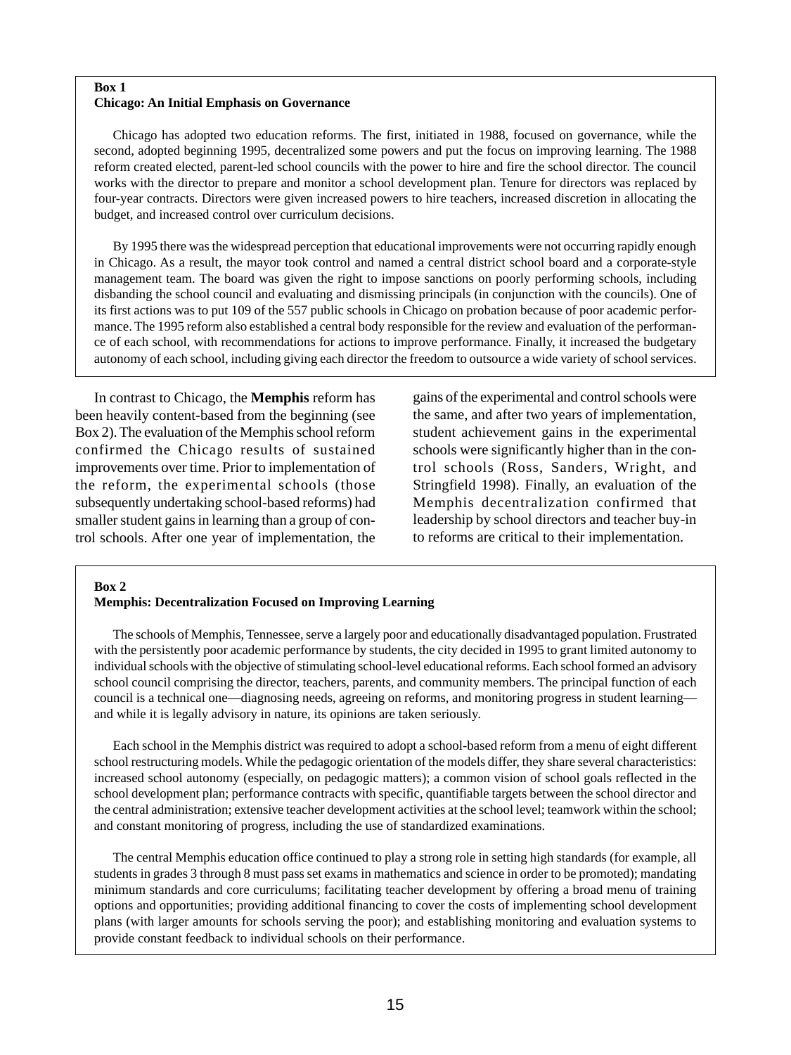**Box 1**
**Chicago: An Initial Emphasis on Governance**

Chicago has adopted two education reforms. The first, initiated in 1988, focused on governance, while the second, adopted beginning 1995, decentralized some powers and put the focus on improving learning. The 1988 reform created elected, parent-led school councils with the power to hire and fire the school director. The council works with the director to prepare and monitor a school development plan. Tenure for directors was replaced by four-year contracts. Directors were given increased powers to hire teachers, increased discretion in allocating the budget, and increased control over curriculum decisions.

By 1995 there was the widespread perception that educational improvements were not occurring rapidly enough in Chicago. As a result, the mayor took control and named a central district school board and a corporate-style management team. The board was given the right to impose sanctions on poorly performing schools, including disbanding the school council and evaluating and dismissing principals (in conjunction with the councils). One of its first actions was to put 109 of the 557 public schools in Chicago on probation because of poor academic performance. The 1995 reform also established a central body responsible for the review and evaluation of the performance of each school, with recommendations for actions to improve performance. Finally, it increased the budgetary autonomy of each school, including giving each director the freedom to outsource a wide variety of school services.

In contrast to Chicago, the **Memphis** reform has been heavily content-based from the beginning (see Box 2). The evaluation of the Memphis school reform confirmed the Chicago results of sustained improvements over time. Prior to implementation of the reform, the experimental schools (those subsequently undertaking school-based reforms) had smaller student gains in learning than a group of control schools. After one year of implementation, the gains of the experimental and control schools were the same, and after two years of implementation, student achievement gains in the experimental schools were significantly higher than in the control schools (Ross, Sanders, Wright, and Stringfield 1998). Finally, an evaluation of the Memphis decentralization confirmed that leadership by school directors and teacher buy-in to reforms are critical to their implementation.

**Box 2**
**Memphis: Decentralization Focused on Improving Learning**

The schools of Memphis, Tennessee, serve a largely poor and educationally disadvantaged population. Frustrated with the persistently poor academic performance by students, the city decided in 1995 to grant limited autonomy to individual schools with the objective of stimulating school-level educational reforms. Each school formed an advisory school council comprising the director, teachers, parents, and community members. The principal function of each council is a technical one—diagnosing needs, agreeing on reforms, and monitoring progress in student learning—and while it is legally advisory in nature, its opinions are taken seriously.

Each school in the Memphis district was required to adopt a school-based reform from a menu of eight different school restructuring models. While the pedagogic orientation of the models differ, they share several characteristics: increased school autonomy (especially, on pedagogic matters); a common vision of school goals reflected in the school development plan; performance contracts with specific, quantifiable targets between the school director and the central administration; extensive teacher development activities at the school level; teamwork within the school; and constant monitoring of progress, including the use of standardized examinations.

The central Memphis education office continued to play a strong role in setting high standards (for example, all students in grades 3 through 8 must pass set exams in mathematics and science in order to be promoted); mandating minimum standards and core curriculums; facilitating teacher development by offering a broad menu of training options and opportunities; providing additional financing to cover the costs of implementing school development plans (with larger amounts for schools serving the poor); and establishing monitoring and evaluation systems to provide constant feedback to individual schools on their performance.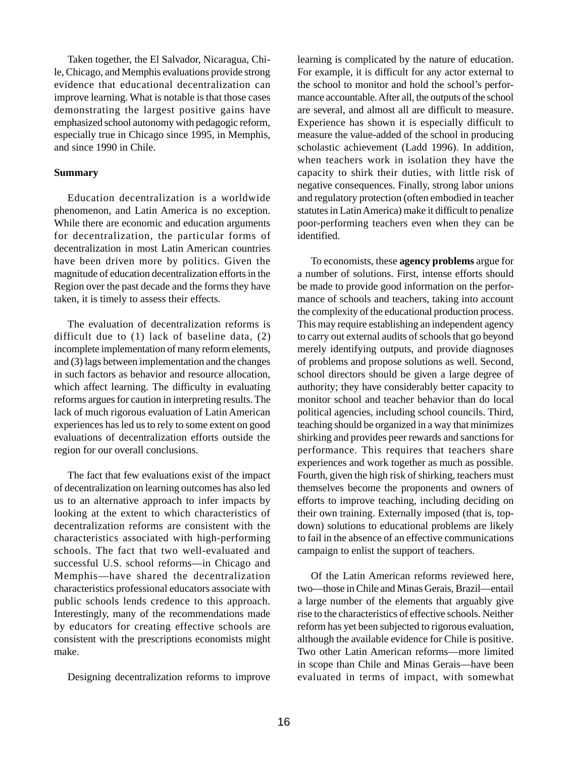Taken together, the El Salvador, Nicaragua, Chile, Chicago, and Memphis evaluations provide strong evidence that educational decentralization can improve learning. What is notable is that those cases demonstrating the largest positive gains have emphasized school autonomy with pedagogic reform, especially true in Chicago since 1995, in Memphis, and since 1990 in Chile.

**Summary**

Education decentralization is a worldwide phenomenon, and Latin America is no exception. While there are economic and education arguments for decentralization, the particular forms of decentralization in most Latin American countries have been driven more by politics. Given the magnitude of education decentralization efforts in the Region over the past decade and the forms they have taken, it is timely to assess their effects.

The evaluation of decentralization reforms is difficult due to (1) lack of baseline data, (2) incomplete implementation of many reform elements, and (3) lags between implementation and the changes in such factors as behavior and resource allocation, which affect learning. The difficulty in evaluating reforms argues for caution in interpreting results. The lack of much rigorous evaluation of Latin American experiences has led us to rely to some extent on good evaluations of decentralization efforts outside the region for our overall conclusions.

The fact that few evaluations exist of the impact of decentralization on learning outcomes has also led us to an alternative approach to infer impacts by looking at the extent to which characteristics of decentralization reforms are consistent with the characteristics associated with high-performing schools. The fact that two well-evaluated and successful U.S. school reforms—in Chicago and Memphis—have shared the decentralization characteristics professional educators associate with public schools lends credence to this approach. Interestingly, many of the recommendations made by educators for creating effective schools are consistent with the prescriptions economists might make.

Designing decentralization reforms to improve learning is complicated by the nature of education. For example, it is difficult for any actor external to the school to monitor and hold the school's performance accountable. After all, the outputs of the school are several, and almost all are difficult to measure. Experience has shown it is especially difficult to measure the value-added of the school in producing scholastic achievement (Ladd 1996). In addition, when teachers work in isolation they have the capacity to shirk their duties, with little risk of negative consequences. Finally, strong labor unions and regulatory protection (often embodied in teacher statutes in Latin America) make it difficult to penalize poor-performing teachers even when they can be identified.

To economists, these **agency problems** argue for a number of solutions. First, intense efforts should be made to provide good information on the performance of schools and teachers, taking into account the complexity of the educational production process. This may require establishing an independent agency to carry out external audits of schools that go beyond merely identifying outputs, and provide diagnoses of problems and propose solutions as well. Second, school directors should be given a large degree of authority; they have considerably better capacity to monitor school and teacher behavior than do local political agencies, including school councils. Third, teaching should be organized in a way that minimizes shirking and provides peer rewards and sanctions for performance. This requires that teachers share experiences and work together as much as possible. Fourth, given the high risk of shirking, teachers must themselves become the proponents and owners of efforts to improve teaching, including deciding on their own training. Externally imposed (that is, top-down) solutions to educational problems are likely to fail in the absence of an effective communications campaign to enlist the support of teachers.

Of the Latin American reforms reviewed here, two—those in Chile and Minas Gerais, Brazil—entail a large number of the elements that arguably give rise to the characteristics of effective schools. Neither reform has yet been subjected to rigorous evaluation, although the available evidence for Chile is positive. Two other Latin American reforms—more limited in scope than Chile and Minas Gerais—have been evaluated in terms of impact, with somewhat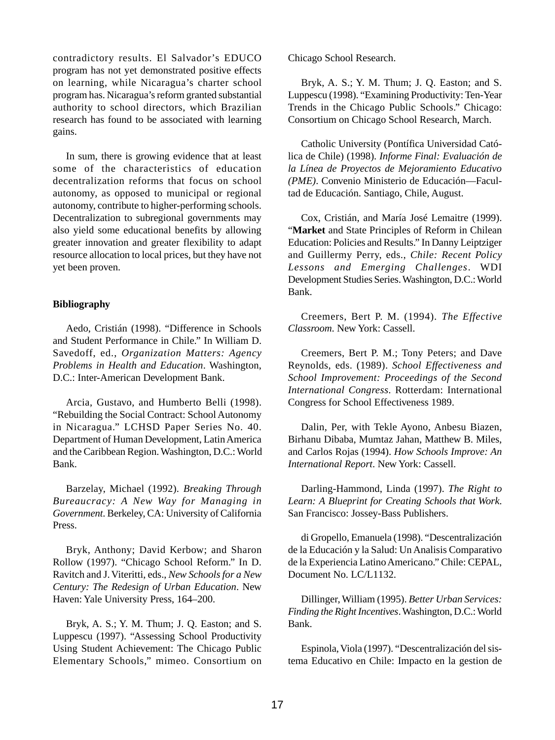contradictory results. El Salvador's EDUCO program has not yet demonstrated positive effects on learning, while Nicaragua's charter school program has. Nicaragua's reform granted substantial authority to school directors, which Brazilian research has found to be associated with learning gains.

In sum, there is growing evidence that at least some of the characteristics of education decentralization reforms that focus on school autonomy, as opposed to municipal or regional autonomy, contribute to higher-performing schools. Decentralization to subregional governments may also yield some educational benefits by allowing greater innovation and greater flexibility to adapt resource allocation to local prices, but they have not yet been proven.

#### Bibliography

Aedo, Cristián (1998). "Difference in Schools and Student Performance in Chile." In William D. Savedoff, ed., *Organization Matters: Agency Problems in Health and Education*. Washington, D.C.: Inter-American Development Bank.

Arcia, Gustavo, and Humberto Belli (1998). "Rebuilding the Social Contract: School Autonomy in Nicaragua." LCHSD Paper Series No. 40. Department of Human Development, Latin America and the Caribbean Region. Washington, D.C.: World Bank.

Barzelay, Michael (1992). *Breaking Through Bureaucracy: A New Way for Managing in Government*. Berkeley, CA: University of California Press.

Bryk, Anthony; David Kerbow; and Sharon Rollow (1997). "Chicago School Reform." In D. Ravitch and J. Viteritti, eds., *New Schools for a New Century: The Redesign of Urban Education*. New Haven: Yale University Press, 164–200.

Bryk, A. S.; Y. M. Thum; J. Q. Easton; and S. Luppescu (1997). "Assessing School Productivity Using Student Achievement: The Chicago Public Elementary Schools," mimeo. Consortium on Chicago School Research.

Bryk, A. S.; Y. M. Thum; J. Q. Easton; and S. Luppescu (1998). "Examining Productivity: Ten-Year Trends in the Chicago Public Schools." Chicago: Consortium on Chicago School Research, March.

Catholic University (Pontífica Universidad Católica de Chile) (1998). *Informe Final: Evaluación de la Línea de Proyectos de Mejoramiento Educativo (PME)*. Convenio Ministerio de Educación—Facultad de Educación. Santiago, Chile, August.

Cox, Cristián, and María José Lemaitre (1999). "**Market** and State Principles of Reform in Chilean Education: Policies and Results." In Danny Leiptziger and Guillermy Perry, eds., *Chile: Recent Policy Lessons and Emerging Challenges*. WDI Development Studies Series. Washington, D.C.: World Bank.

Creemers, Bert P. M. (1994). *The Effective Classroom*. New York: Cassell.

Creemers, Bert P. M.; Tony Peters; and Dave Reynolds, eds. (1989). *School Effectiveness and School Improvement: Proceedings of the Second International Congress*. Rotterdam: International Congress for School Effectiveness 1989.

Dalin, Per, with Tekle Ayono, Anbesu Biazen, Birhanu Dibaba, Mumtaz Jahan, Matthew B. Miles, and Carlos Rojas (1994). *How Schools Improve: An International Report*. New York: Cassell.

Darling-Hammond, Linda (1997). *The Right to Learn: A Blueprint for Creating Schools that Work*. San Francisco: Jossey-Bass Publishers.

di Gropello, Emanuela (1998). "Descentralización de la Educación y la Salud: Un Analisis Comparativo de la Experiencia Latino Americano." Chile: CEPAL, Document No. LC/L1132.

Dillinger, William (1995). *Better Urban Services: Finding the Right Incentives*. Washington, D.C.: World Bank.

Espinola, Viola (1997). "Descentralización del sistema Educativo en Chile: Impacto en la gestion de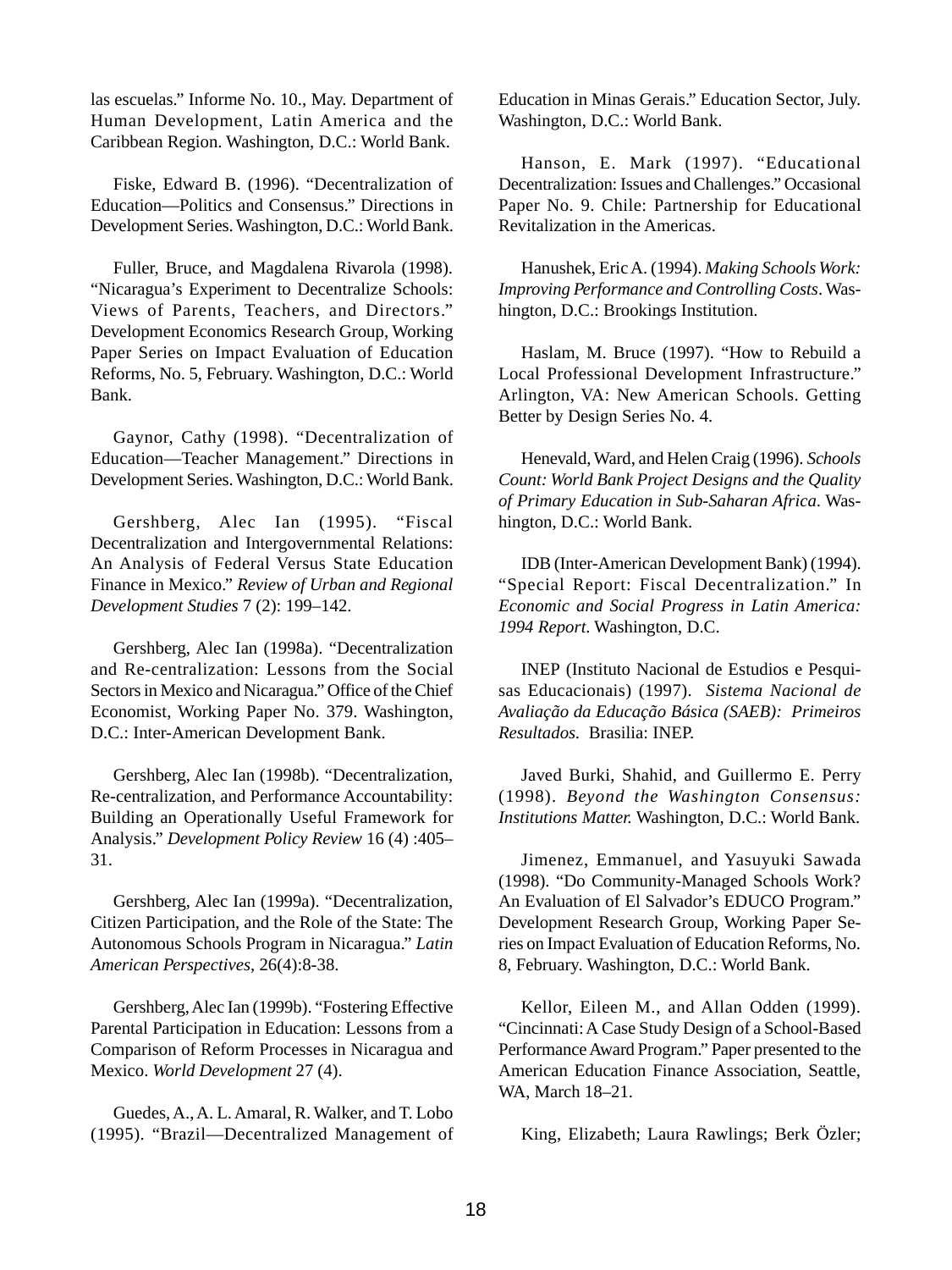las escuelas." Informe No. 10., May. Department of Human Development, Latin America and the Caribbean Region. Washington, D.C.: World Bank.

Fiske, Edward B. (1996). "Decentralization of Education—Politics and Consensus." Directions in Development Series. Washington, D.C.: World Bank.

Fuller, Bruce, and Magdalena Rivarola (1998). "Nicaragua's Experiment to Decentralize Schools: Views of Parents, Teachers, and Directors." Development Economics Research Group, Working Paper Series on Impact Evaluation of Education Reforms, No. 5, February. Washington, D.C.: World Bank.

Gaynor, Cathy (1998). "Decentralization of Education—Teacher Management." Directions in Development Series. Washington, D.C.: World Bank.

Gershberg, Alec Ian (1995). "Fiscal Decentralization and Intergovernmental Relations: An Analysis of Federal Versus State Education Finance in Mexico." *Review of Urban and Regional Development Studies* 7 (2): 199–142.

Gershberg, Alec Ian (1998a). "Decentralization and Re-centralization: Lessons from the Social Sectors in Mexico and Nicaragua." Office of the Chief Economist, Working Paper No. 379. Washington, D.C.: Inter-American Development Bank.

Gershberg, Alec Ian (1998b). "Decentralization, Re-centralization, and Performance Accountability: Building an Operationally Useful Framework for Analysis." *Development Policy Review* 16 (4) :405–31.

Gershberg, Alec Ian (1999a). "Decentralization, Citizen Participation, and the Role of the State: The Autonomous Schools Program in Nicaragua." *Latin American Perspectives*, 26(4):8-38.

Gershberg, Alec Ian (1999b). "Fostering Effective Parental Participation in Education: Lessons from a Comparison of Reform Processes in Nicaragua and Mexico. *World Development* 27 (4).

Guedes, A., A. L. Amaral, R. Walker, and T. Lobo (1995). "Brazil—Decentralized Management of Education in Minas Gerais." Education Sector, July. Washington, D.C.: World Bank.

Hanson, E. Mark (1997). "Educational Decentralization: Issues and Challenges." Occasional Paper No. 9. Chile: Partnership for Educational Revitalization in the Americas.

Hanushek, Eric A. (1994). *Making Schools Work: Improving Performance and Controlling Costs*. Washington, D.C.: Brookings Institution.

Haslam, M. Bruce (1997). "How to Rebuild a Local Professional Development Infrastructure." Arlington, VA: New American Schools. Getting Better by Design Series No. 4.

Henevald, Ward, and Helen Craig (1996). *Schools Count: World Bank Project Designs and the Quality of Primary Education in Sub-Saharan Africa*. Washington, D.C.: World Bank.

IDB (Inter-American Development Bank) (1994). "Special Report: Fiscal Decentralization." In *Economic and Social Progress in Latin America: 1994 Report*. Washington, D.C.

INEP (Instituto Nacional de Estudios e Pesquisas Educacionais) (1997). *Sistema Nacional de Avaliação da Educação Básica (SAEB): Primeiros Resultados.* Brasilia: INEP.

Javed Burki, Shahid, and Guillermo E. Perry (1998). *Beyond the Washington Consensus: Institutions Matter.* Washington, D.C.: World Bank.

Jimenez, Emmanuel, and Yasuyuki Sawada (1998). "Do Community-Managed Schools Work? An Evaluation of El Salvador's EDUCO Program." Development Research Group, Working Paper Series on Impact Evaluation of Education Reforms, No. 8, February. Washington, D.C.: World Bank.

Kellor, Eileen M., and Allan Odden (1999). "Cincinnati: A Case Study Design of a School-Based Performance Award Program." Paper presented to the American Education Finance Association, Seattle, WA, March 18–21.

King, Elizabeth; Laura Rawlings; Berk Özler;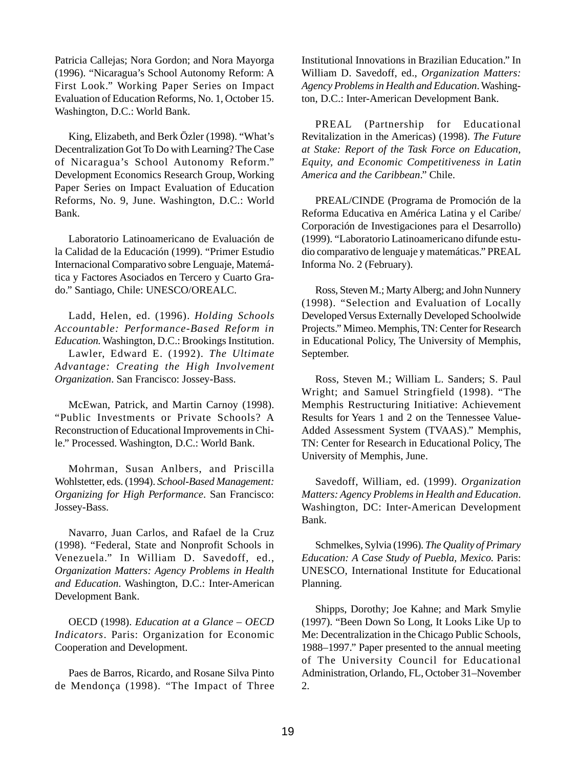Patricia Callejas; Nora Gordon; and Nora Mayorga (1996). "Nicaragua's School Autonomy Reform: A First Look." Working Paper Series on Impact Evaluation of Education Reforms, No. 1, October 15. Washington, D.C.: World Bank.

King, Elizabeth, and Berk Özler (1998). "What's Decentralization Got To Do with Learning? The Case of Nicaragua's School Autonomy Reform." Development Economics Research Group, Working Paper Series on Impact Evaluation of Education Reforms, No. 9, June. Washington, D.C.: World Bank.

Laboratorio Latinoamericano de Evaluación de la Calidad de la Educación (1999). "Primer Estudio Internacional Comparativo sobre Lenguaje, Matemática y Factores Asociados en Tercero y Cuarto Grado." Santiago, Chile: UNESCO/OREALC.

Ladd, Helen, ed. (1996). *Holding Schools Accountable: Performance-Based Reform in Education.* Washington, D.C.: Brookings Institution.

Lawler, Edward E. (1992). *The Ultimate Advantage: Creating the High Involvement Organization*. San Francisco: Jossey-Bass.

McEwan, Patrick, and Martin Carnoy (1998). "Public Investments or Private Schools? A Reconstruction of Educational Improvements in Chile." Processed. Washington, D.C.: World Bank.

Mohrman, Susan Anlbers, and Priscilla Wohlstetter, eds. (1994). *School-Based Management: Organizing for High Performance*. San Francisco: Jossey-Bass.

Navarro, Juan Carlos, and Rafael de la Cruz (1998). "Federal, State and Nonprofit Schools in Venezuela." In William D. Savedoff, ed., *Organization Matters: Agency Problems in Health and Education*. Washington, D.C.: Inter-American Development Bank.

OECD (1998). *Education at a Glance – OECD Indicators*. Paris: Organization for Economic Cooperation and Development.

Paes de Barros, Ricardo, and Rosane Silva Pinto de Mendonça (1998). "The Impact of Three Institutional Innovations in Brazilian Education." In William D. Savedoff, ed., *Organization Matters: Agency Problems in Health and Education*. Washington, D.C.: Inter-American Development Bank.

PREAL (Partnership for Educational Revitalization in the Americas) (1998). *The Future at Stake: Report of the Task Force on Education, Equity, and Economic Competitiveness in Latin America and the Caribbean*." Chile.

PREAL/CINDE (Programa de Promoción de la Reforma Educativa en América Latina y el Caribe/ Corporación de Investigaciones para el Desarrollo) (1999). "Laboratorio Latinoamericano difunde estudio comparativo de lenguaje y matemáticas." PREAL Informa No. 2 (February).

Ross, Steven M.; Marty Alberg; and John Nunnery (1998). "Selection and Evaluation of Locally Developed Versus Externally Developed Schoolwide Projects." Mimeo. Memphis, TN: Center for Research in Educational Policy, The University of Memphis, September.

Ross, Steven M.; William L. Sanders; S. Paul Wright; and Samuel Stringfield (1998). "The Memphis Restructuring Initiative: Achievement Results for Years 1 and 2 on the Tennessee Value-Added Assessment System (TVAAS)." Memphis, TN: Center for Research in Educational Policy, The University of Memphis, June.

Savedoff, William, ed. (1999). *Organization Matters: Agency Problems in Health and Education*. Washington, DC: Inter-American Development Bank.

Schmelkes, Sylvia (1996). *The Quality of Primary Education: A Case Study of Puebla, Mexico.* Paris: UNESCO, International Institute for Educational Planning.

Shipps, Dorothy; Joe Kahne; and Mark Smylie (1997). "Been Down So Long, It Looks Like Up to Me: Decentralization in the Chicago Public Schools, 1988–1997." Paper presented to the annual meeting of The University Council for Educational Administration, Orlando, FL, October 31–November 2.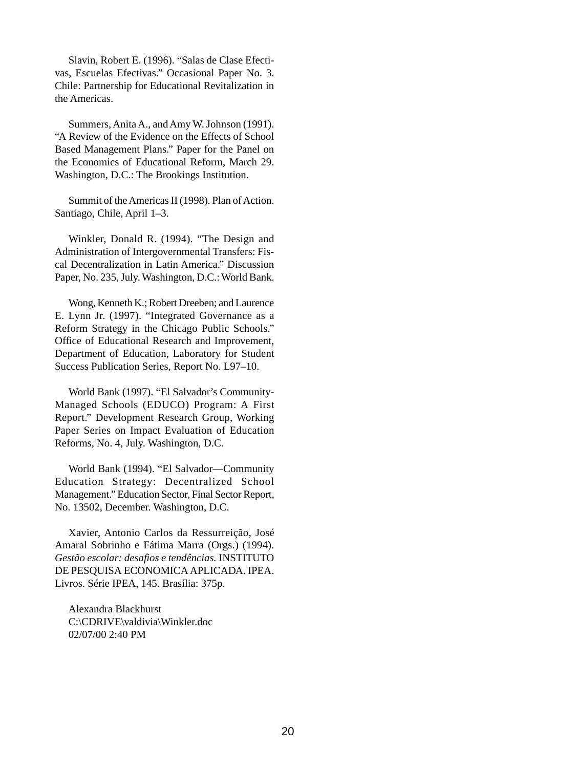Slavin, Robert E. (1996). “Salas de Clase Efectivas, Escuelas Efectivas.” Occasional Paper No. 3. Chile: Partnership for Educational Revitalization in the Americas.

Summers, Anita A., and Amy W. Johnson (1991). “A Review of the Evidence on the Effects of School Based Management Plans.” Paper for the Panel on the Economics of Educational Reform, March 29. Washington, D.C.: The Brookings Institution.

Summit of the Americas II (1998). Plan of Action. Santiago, Chile, April 1–3.

Winkler, Donald R. (1994). “The Design and Administration of Intergovernmental Transfers: Fiscal Decentralization in Latin America.” Discussion Paper, No. 235, July. Washington, D.C.: World Bank.

Wong, Kenneth K.; Robert Dreeben; and Laurence E. Lynn Jr. (1997). “Integrated Governance as a Reform Strategy in the Chicago Public Schools.” Office of Educational Research and Improvement, Department of Education, Laboratory for Student Success Publication Series, Report No. L97–10.

World Bank (1997). “El Salvador’s Community-Managed Schools (EDUCO) Program: A First Report.” Development Research Group, Working Paper Series on Impact Evaluation of Education Reforms, No. 4, July. Washington, D.C.

World Bank (1994). “El Salvador—Community Education Strategy: Decentralized School Management.” Education Sector, Final Sector Report, No. 13502, December. Washington, D.C.

Xavier, Antonio Carlos da Ressurreição, José Amaral Sobrinho e Fátima Marra (Orgs.) (1994). *Gestão escolar: desafios e tendências.* INSTITUTO DE PESQUISA ECONOMICA APLICADA. IPEA. Livros. Série IPEA, 145. Brasília: 375p.

Alexandra Blackhurst
C:\CDRIVE\valdivia\Winkler.doc
02/07/00 2:40 PM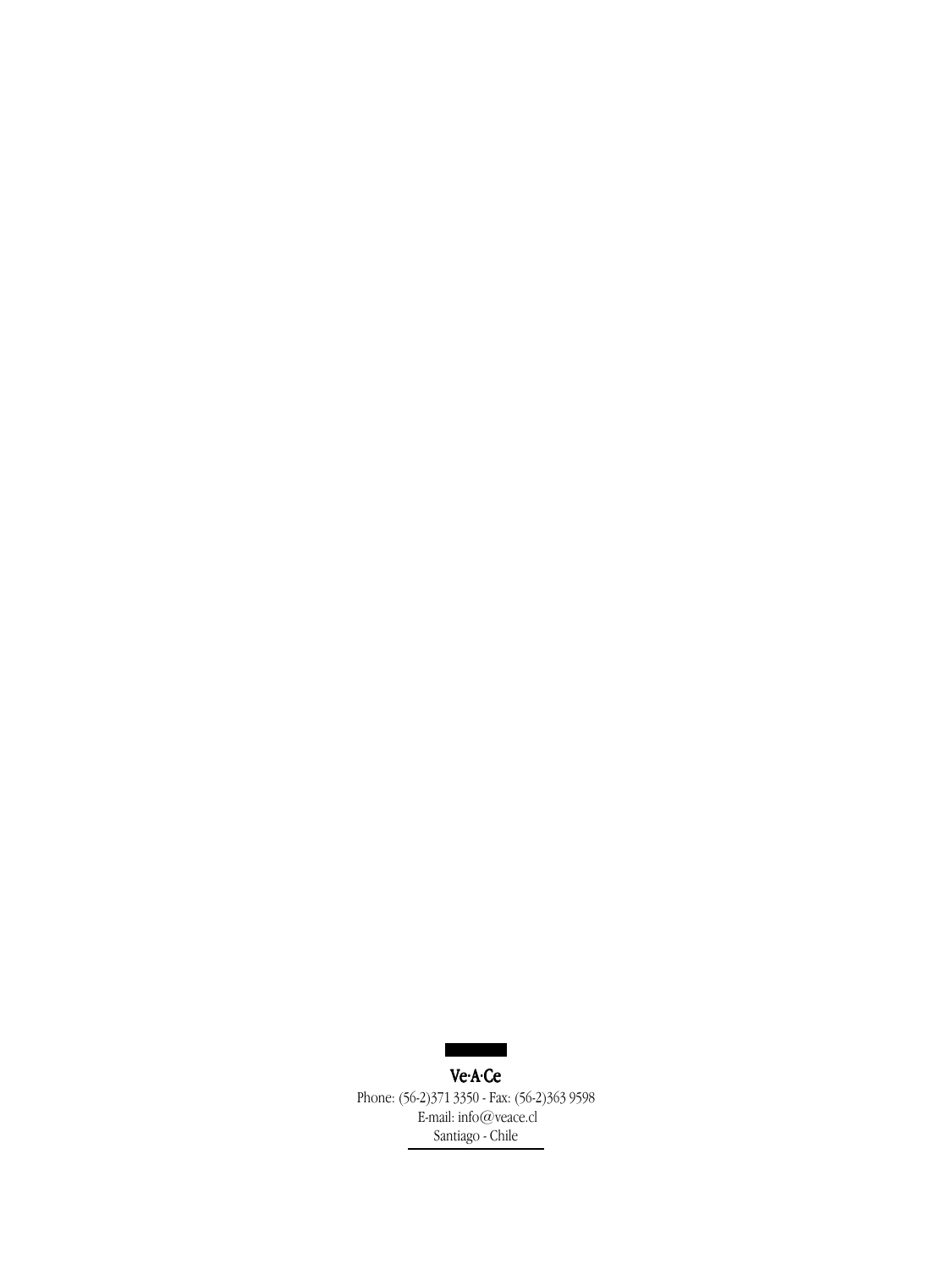**Ve·A·Ce**

Phone: (56-2)371 3350 - Fax: (56-2)363 9598

E-mail: info@veace.cl

Santiago - Chile